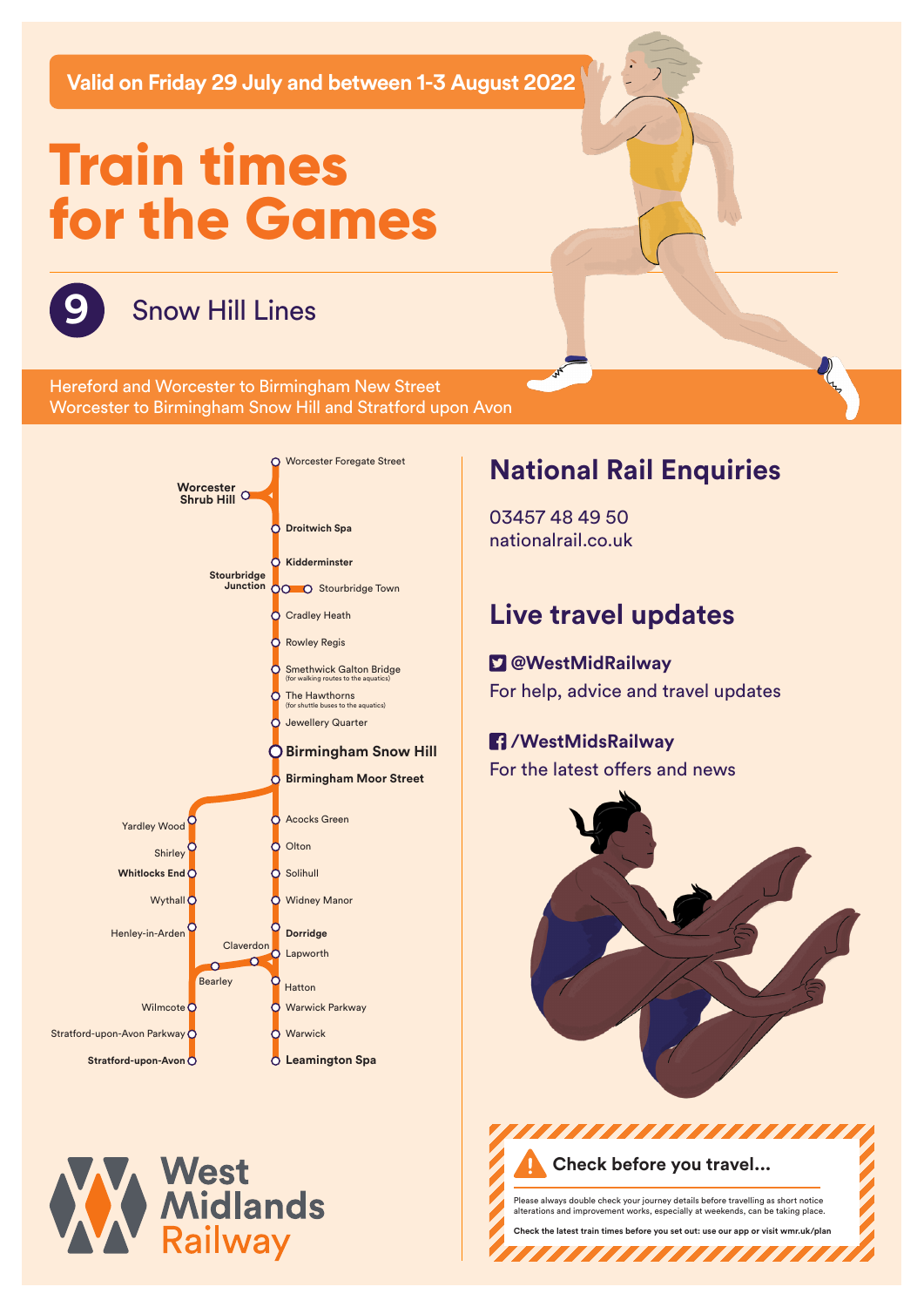**Valid on Friday 29 July and between 1-3 August 2022**

# Train times for the Games

## 9 Snow Hill Lines

Hereford and Worcester to Birmingham New Street
Worcester to Birmingham Snow Hill and Stratford upon Avon

Worcester Foregate Street
**Worcester Shrub Hill**
**Droitwich Spa**
**Kidderminster**
**Stourbridge Junction**
Stourbridge Town
Cradley Heath
Rowley Regis
Smethwick Galton Bridge (for walking routes to the aquatics)
The Hawthorns (for shuttle buses to the aquatics)
Jewellery Quarter
**Birmingham Snow Hill**
**Birmingham Moor Street**
Yardley Wood
Shirley
**Whitlocks End**
Wythall
Henley-in-Arden
Claverdon
Bearley
Wilmcote
Stratford-upon-Avon Parkway
**Stratford-upon-Avon**
Acocks Green
Olton
Solihull
Widney Manor
**Dorridge**
Lapworth
Hatton
Warwick Parkway
Warwick
**Leamington Spa**

## National Rail Enquiries

03457 48 49 50
nationalrail.co.uk

## Live travel updates

**@WestMidRailway**
For help, advice and travel updates

**/WestMidsRailway**
For the latest offers and news

West Midlands Railway

### Check before you travel...

Please always double check your journey details before travelling as short notice alterations and improvement works, especially at weekends, can be taking place.

**Check the latest train times before you set out: use our app or visit wmr.uk/plan**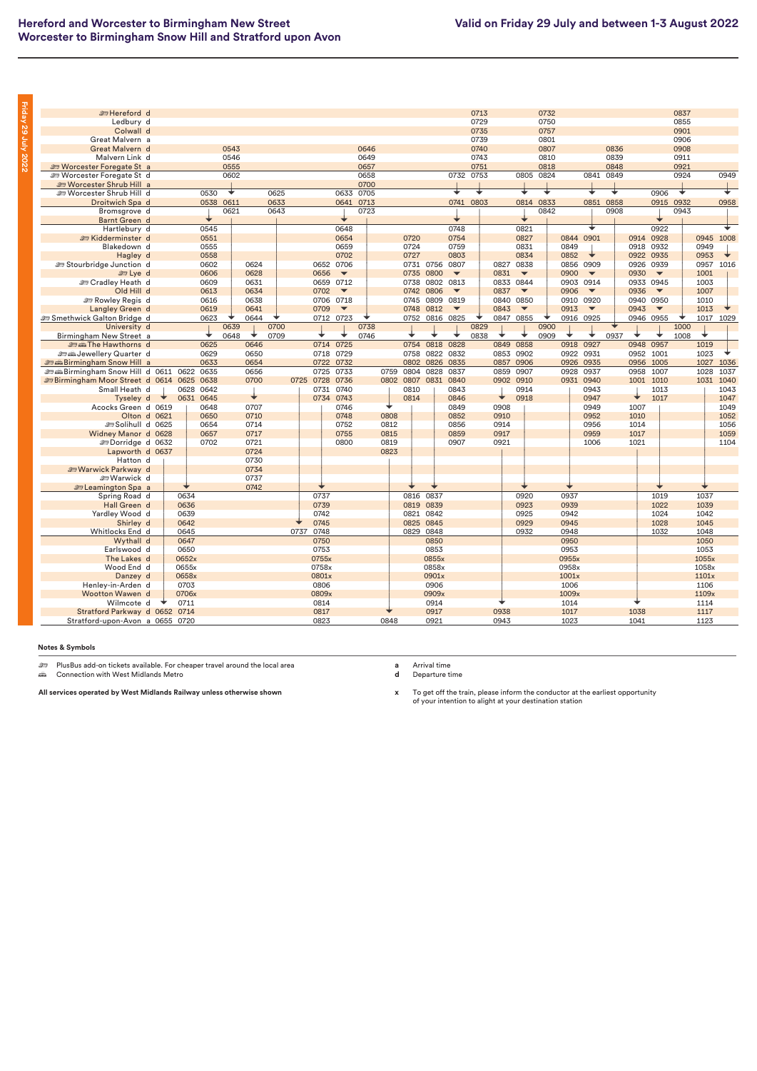# Hereford and Worcester to Birmingham New Street
## Worcester to Birmingham Snow Hill and Stratford upon Avon

**Valid on Friday 29 July and between 1-3 August 2022**

| Station | | | | | | | | | | | | | | | | | | | | | | | | | | | |
|---|---|---|---|---|---|---|---|---|---|---|---|---|---|---|---|---|---|---|---|---|---|---|---|---|---|---|---|
| Hereford | d | | | | | | | | | | | | | | 0713 | | | 0732 | | | | | | 0837 | | |
| Ledbury | d | | | | | | | | | | | | | | 0729 | | | 0750 | | | | | | 0855 | | |
| Colwall | d | | | | | | | | | | | | | | 0735 | | | 0757 | | | | | | 0901 | | |
| Great Malvern | a | | | | | | | | | | | | | | 0739 | | | 0801 | | | | | | 0906 | | |
| Great Malvern | d | | | | 0543 | | | | | | 0646 | | | | | 0740 | | | 0807 | | | 0836 | | | 0908 | | |
| Malvern Link | d | | | | 0546 | | | | | | 0649 | | | | | 0743 | | | 0810 | | | 0839 | | | 0911 | | |
| Worcester Foregate St | a | | | | 0555 | | | | | | 0657 | | | | | 0751 | | | 0818 | | | 0848 | | | 0921 | | |
| Worcester Foregate St | d | | | | 0602 | | | | | | 0658 | | | | 0732 | 0753 | | 0805 | 0824 | | 0841 | 0849 | | | 0924 | | 0949 |
| Worcester Shrub Hill | a | | | | | | | | | | 0700 | | | | | | | | | | | | | | | | |
| Worcester Shrub Hill | d | | | 0530 | ↓ | | 0625 | | | 0633 | 0705 | | | | ↓ | ↓ | | ↓ | ↓ | | ↓ | ↓ | | 0906 | ↓ | | ↓ |
| Droitwich Spa | d | | | 0538 | 0611 | | 0633 | | | 0641 | 0713 | | | | 0741 | 0803 | | 0814 | 0833 | | 0851 | 0858 | | 0915 | 0932 | | 0958 |
| Bromsgrove | d | | | | 0621 | | 0643 | | | | 0723 | | | | | | | | 0842 | | | 0908 | | | 0943 | | |
| Barnt Green | d | | | ↓ | | | | | | ↓ | | | | | ↓ | | | ↓ | | | | | | ↓ | | | |
| Hartlebury | d | | | 0545 | | | | | | 0648 | | | | | 0748 | | | 0821 | | | ↓ | | | 0922 | | | ↓ |
| Kidderminster | d | | | 0551 | | | | | | 0654 | | | 0720 | | 0754 | | | 0827 | | 0844 | 0901 | | 0914 | 0928 | | 0945 | 1008 |
| Blakedown | d | | | 0555 | | | | | | 0659 | | | 0724 | | 0759 | | | 0831 | | 0849 | | | 0918 | 0932 | | 0949 | |
| Hagley | d | | | 0558 | | | | | | 0702 | | | 0727 | | 0803 | | | 0834 | | 0852 | ↓ | | 0922 | 0935 | | 0953 | ↓ |
| Stourbridge Junction | d | | | 0602 | | 0624 | | | 0652 | 0706 | | | 0731 | 0756 | 0807 | | 0827 | 0838 | | 0856 | 0909 | | 0926 | 0939 | | 0957 | 1016 |
| Lye | d | | | 0606 | | 0628 | | | 0656 | ↓ | | | 0735 | 0800 | ↓ | | 0831 | ↓ | | 0900 | ↓ | | 0930 | ↓ | | 1001 | |
| Cradley Heath | d | | | 0609 | | 0631 | | | 0659 | 0712 | | | 0738 | 0802 | 0813 | | 0833 | 0844 | | 0903 | 0914 | | 0933 | 0945 | | 1003 | |
| Old Hill | d | | | 0613 | | 0634 | | | 0702 | ↓ | | | 0742 | 0806 | ↓ | | 0837 | ↓ | | 0906 | ↓ | | 0936 | ↓ | | 1007 | |
| Rowley Regis | d | | | 0616 | | 0638 | | | 0706 | 0718 | | | 0745 | 0809 | 0819 | | 0840 | 0850 | | 0910 | 0920 | | 0940 | 0950 | | 1010 | |
| Langley Green | d | | | 0619 | | 0641 | | | 0709 | ↓ | | | 0748 | 0812 | ↓ | | 0843 | ↓ | | 0913 | ↓ | | 0943 | ↓ | | 1013 | ↓ |
| Smethwick Galton Bridge | d | | | 0623 | ↓ | 0644 | ↓ | | 0712 | 0723 | ↓ | | 0752 | 0816 | 0825 | ↓ | 0847 | 0855 | ↓ | 0916 | 0925 | ↓ | 0946 | 0955 | ↓ | 1017 | 1029 |
| University | d | | | | 0639 | | 0700 | | | | 0738 | | | | | 0829 | | | 0900 | | | | | | 1000 | | |
| Birmingham New Street | a | | | ↓ | 0648 | ↓ | 0709 | | ↓ | ↓ | 0746 | | ↓ | ↓ | ↓ | 0838 | ↓ | ↓ | 0909 | ↓ | ↓ | 0937 | ↓ | ↓ | 1008 | ↓ | |
| The Hawthorns | d | | | 0625 | | 0646 | | | 0714 | 0725 | | | 0754 | 0818 | 0828 | | 0849 | 0858 | | 0918 | 0927 | | 0948 | 0957 | | 1019 | |
| Jewellery Quarter | d | | | 0629 | | 0650 | | | 0718 | 0729 | | | 0758 | 0822 | 0832 | | 0853 | 0902 | | 0922 | 0931 | | 0952 | 1001 | | 1023 | ↓ |
| Birmingham Snow Hill | a | | | 0633 | | 0654 | | | 0722 | 0732 | | | 0802 | 0826 | 0835 | | 0857 | 0906 | | 0926 | 0935 | | 0956 | 1005 | | 1027 | 1036 |
| Birmingham Snow Hill | d | 0611 | 0622 | 0635 | | 0656 | | | 0725 | 0733 | | 0759 | 0804 | 0828 | 0837 | | 0859 | 0907 | | 0928 | 0937 | | 0958 | 1007 | | 1028 | 1037 |
| Birmingham Moor Street | d | 0614 | 0625 | 0638 | | 0700 | | 0725 | 0728 | 0736 | | 0802 | 0807 | 0831 | 0840 | | 0902 | 0910 | | 0931 | 0940 | | 1001 | 1010 | | 1031 | 1040 |
| Small Heath | d | | 0628 | 0642 | | | | | 0731 | 0740 | | | 0810 | | 0843 | | | 0914 | | | 0943 | | | 1013 | | | 1043 |
| Tyseley | d | ↓ | 0631 | 0645 | | ↓ | | | 0734 | 0743 | | | 0814 | | 0846 | | ↓ | 0918 | | | 0947 | | ↓ | 1017 | | | 1047 |
| Acocks Green | d | 0619 | | 0648 | | 0707 | | | | 0746 | | ↓ | | | 0849 | | 0908 | | | | 0949 | | 1007 | | | | 1049 |
| Olton | d | 0621 | | 0650 | | 0710 | | | | 0748 | | 0808 | | | 0852 | | 0910 | | | | 0952 | | 1010 | | | | 1052 |
| Solihull | d | 0625 | | 0654 | | 0714 | | | | 0752 | | 0812 | | | 0856 | | 0914 | | | | 0956 | | 1014 | | | | 1056 |
| Widney Manor | d | 0628 | | 0657 | | 0717 | | | | 0755 | | 0815 | | | 0859 | | 0917 | | | | 0959 | | 1017 | | | | 1059 |
| Dorridge | d | 0632 | | 0702 | | 0721 | | | | 0800 | | 0819 | | | 0907 | | 0921 | | | | 1006 | | 1021 | | | | 1104 |
| Lapworth | d | 0637 | | | | 0724 | | | | | | 0823 | | | | | | | | | | | | | | | |
| Hatton | d | | | | | 0730 | | | | | | | | | | | | | | | | | | | | | |
| Warwick Parkway | d | | | | | 0734 | | | | | | | | | | | | | | | | | | | | | |
| Warwick | d | | | | | 0737 | | | | | | | | | | | | | | | | | | | | | |
| Leamington Spa | a | | ↓ | | | 0742 | | | ↓ | | | | ↓ | ↓ | | | | ↓ | | ↓ | | | | ↓ | | ↓ | |
| Spring Road | d | | 0634 | | | | | | 0737 | | | | 0816 | 0837 | | | | 0920 | | 0937 | | | | 1019 | | 1037 | |
| Hall Green | d | | 0636 | | | | | | 0739 | | | | 0819 | 0839 | | | | 0923 | | 0939 | | | | 1022 | | 1039 | |
| Yardley Wood | d | | 0639 | | | | | | 0742 | | | | 0821 | 0842 | | | | 0925 | | 0942 | | | | 1024 | | 1042 | |
| Shirley | d | | 0642 | | | | | ↓ | 0745 | | | | 0825 | 0845 | | | | 0929 | | 0945 | | | | 1028 | | 1045 | |
| Whitlocks End | d | | 0645 | | | | | 0737 | 0748 | | | | 0829 | 0848 | | | | 0932 | | 0948 | | | | 1032 | | 1048 | |
| Wythall | d | | 0647 | | | | | | 0750 | | | | | 0850 | | | | | | 0950 | | | | | | 1050 | |
| Earlswood | d | | 0650 | | | | | | 0753 | | | | | 0853 | | | | | | 0953 | | | | | | 1053 | |
| The Lakes | d | | 0652x | | | | | | 0755x | | | | | 0855x | | | | | | 0955x | | | | | | 1055x | |
| Wood End | d | | 0655x | | | | | | 0758x | | | | | 0858x | | | | | | 0958x | | | | | | 1058x | |
| Danzey | d | | 0658x | | | | | | 0801x | | | | | 0901x | | | | | | 1001x | | | | | | 1101x | |
| Henley-in-Arden | d | | 0703 | | | | | | 0806 | | | | | 0906 | | | | | | 1006 | | | | | | 1106 | |
| Wootton Wawen | d | | 0706x | | | | | | 0809x | | | | | 0909x | | | | | | 1009x | | | | | | 1109x | |
| Wilmcote | d | ↓ | 0711 | | | | | | 0814 | | | | | 0914 | | | ↓ | | | 1014 | | | ↓ | | | 1114 | |
| Stratford Parkway | d | 0652 | 0714 | | | | | | 0817 | | | ↓ | | 0917 | | | 0938 | | | 1017 | | | 1038 | | | 1117 | |
| Stratford-upon-Avon | a | 0655 | 0720 | | | | | | 0823 | | | 0848 | | 0921 | | | 0943 | | | 1023 | | | 1041 | | | 1123 | |

**Notes & Symbols**

- PlusBus add-on tickets available. For cheaper travel around the local area
- Connection with West Midlands Metro
- **a** Arrival time
- **d** Departure time
- **x** To get off the train, please inform the conductor at the earliest opportunity of your intention to alight at your destination station

**All services operated by West Midlands Railway unless otherwise shown**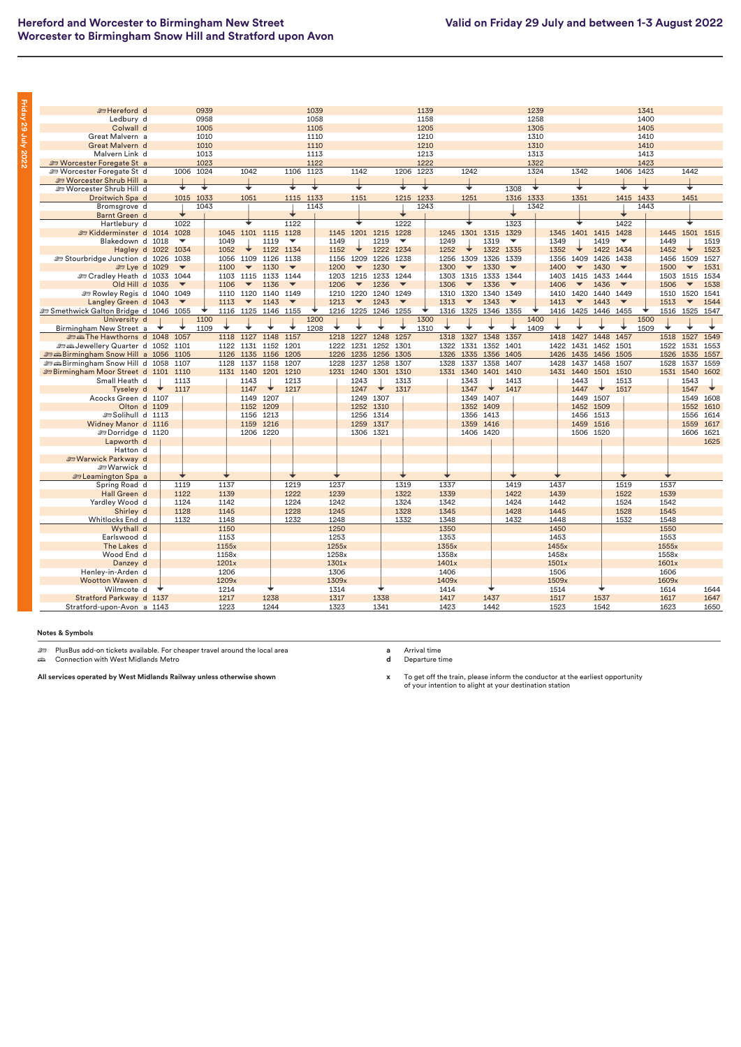# Hereford and Worcester to Birmingham New Street
# Worcester to Birmingham Snow Hill and Stratford upon Avon

**Valid on Friday 29 July and between 1-3 August 2022**

Friday 29 July 2022

| Station | | | | | | | | | | | | | | | | | | | | | | | | | | |
|---|---|---|---|---|---|---|---|---|---|---|---|---|---|---|---|---|---|---|---|---|---|---|---|---|---|---|
| Hereford d | | | 0939 | | | | | 1039 | | | | | 1139 | | | | | 1239 | | | | | 1341 | | | |
| Ledbury d | | | 0958 | | | | | 1058 | | | | | 1158 | | | | | 1258 | | | | | 1400 | | | |
| Colwall d | | | 1005 | | | | | 1105 | | | | | 1205 | | | | | 1305 | | | | | 1405 | | | |
| Great Malvern a | | | 1010 | | | | | 1110 | | | | | 1210 | | | | | 1310 | | | | | 1410 | | | |
| Great Malvern d | | | 1010 | | | | | 1110 | | | | | 1210 | | | | | 1310 | | | | | 1410 | | | |
| Malvern Link d | | | 1013 | | | | | 1113 | | | | | 1213 | | | | | 1313 | | | | | 1413 | | | |
| Worcester Foregate St a | | | 1023 | | | | | 1122 | | | | | 1222 | | | | | 1322 | | | | | 1423 | | | |
| Worcester Foregate St d | | 1006 | 1024 | | 1042 | | 1106 | 1123 | | 1142 | | 1206 | 1223 | | 1242 | | | 1324 | | 1342 | | 1406 | 1423 | | 1442 | |
| Worcester Shrub Hill a | | | | | | | | | | | | | | | | | | | | | | | | | | |
| Worcester Shrub Hill d | | ↓ | ↓ | | ↓ | | ↓ | ↓ | | ↓ | | ↓ | ↓ | | ↓ | | 1308 | ↓ | | ↓ | | ↓ | ↓ | | ↓ | |
| Droitwich Spa d | | 1015 | 1033 | | 1051 | | 1115 | 1133 | | 1151 | | 1215 | 1233 | | 1251 | | 1316 | 1333 | | 1351 | | 1415 | 1433 | | 1451 | |
| Bromsgrove d | | | 1043 | | | | | 1143 | | | | | 1243 | | | | | 1342 | | | | | 1443 | | | |
| Barnt Green d | | ↓ | | | | | ↓ | | | | | ↓ | | | | | ↓ | | | | | ↓ | | | | |
| Hartlebury d | | 1022 | | | ↓ | | 1122 | | | ↓ | | 1222 | | | ↓ | | 1323 | | | ↓ | | 1422 | | | ↓ | |
| Kidderminster d | 1014 | 1028 | | 1045 | 1101 | 1115 | 1128 | | 1145 | 1201 | 1215 | 1228 | | 1245 | 1301 | 1315 | 1329 | | 1345 | 1401 | 1415 | 1428 | | 1445 | 1501 | 1515 |
| Blakedown d | 1018 | ↓ | | 1049 | | 1119 | ↓ | | 1149 | | 1219 | ↓ | | 1249 | | 1319 | ↓ | | 1349 | | 1419 | ↓ | | 1449 | | 1519 |
| Hagley d | 1022 | 1034 | | 1052 | ↓ | 1122 | 1134 | | 1152 | ↓ | 1222 | 1234 | | 1252 | ↓ | 1322 | 1335 | | 1352 | ↓ | 1422 | 1434 | | 1452 | ↓ | 1523 |
| Stourbridge Junction d | 1026 | 1038 | | 1056 | 1109 | 1126 | 1138 | | 1156 | 1209 | 1226 | 1238 | | 1256 | 1309 | 1326 | 1339 | | 1356 | 1409 | 1426 | 1438 | | 1456 | 1509 | 1527 |
| Lye d | 1029 | ↓ | | 1100 | ↓ | 1130 | ↓ | | 1200 | ↓ | 1230 | ↓ | | 1300 | ↓ | 1330 | ↓ | | 1400 | ↓ | 1430 | ↓ | | 1500 | ↓ | 1531 |
| Cradley Heath d | 1033 | 1044 | | 1103 | 1115 | 1133 | 1144 | | 1203 | 1215 | 1233 | 1244 | | 1303 | 1315 | 1333 | 1344 | | 1403 | 1415 | 1433 | 1444 | | 1503 | 1515 | 1534 |
| Old Hill d | 1035 | ↓ | | 1106 | ↓ | 1136 | ↓ | | 1206 | ↓ | 1236 | ↓ | | 1306 | ↓ | 1336 | ↓ | | 1406 | ↓ | 1436 | ↓ | | 1506 | ↓ | 1538 |
| Rowley Regis d | 1040 | 1049 | | 1110 | 1120 | 1140 | 1149 | | 1210 | 1220 | 1240 | 1249 | | 1310 | 1320 | 1340 | 1349 | | 1410 | 1420 | 1440 | 1449 | | 1510 | 1520 | 1541 |
| Langley Green d | 1043 | ↓ | | 1113 | ↓ | 1143 | ↓ | | 1213 | ↓ | 1243 | ↓ | | 1313 | ↓ | 1343 | ↓ | | 1413 | ↓ | 1443 | ↓ | | 1513 | ↓ | 1544 |
| Smethwick Galton Bridge d | 1046 | 1055 | ↓ | 1116 | 1125 | 1146 | 1155 | ↓ | 1216 | 1225 | 1246 | 1255 | ↓ | 1316 | 1325 | 1346 | 1355 | ↓ | 1416 | 1425 | 1446 | 1455 | ↓ | 1516 | 1525 | 1547 |
| University d | | | 1100 | | | | | 1200 | | | | | 1300 | | | | | 1400 | | | | | 1500 | | | |
| Birmingham New Street a | ↓ | ↓ | 1109 | ↓ | ↓ | ↓ | ↓ | 1208 | ↓ | ↓ | ↓ | ↓ | 1310 | ↓ | ↓ | ↓ | ↓ | 1409 | ↓ | ↓ | ↓ | ↓ | 1509 | ↓ | ↓ | ↓ |
| The Hawthorns d | 1048 | 1057 | | 1118 | 1127 | 1148 | 1157 | | 1218 | 1227 | 1248 | 1257 | | 1318 | 1327 | 1348 | 1357 | | 1418 | 1427 | 1448 | 1457 | | 1518 | 1527 | 1549 |
| Jewellery Quarter d | 1052 | 1101 | | 1122 | 1131 | 1152 | 1201 | | 1222 | 1231 | 1252 | 1301 | | 1322 | 1331 | 1352 | 1401 | | 1422 | 1431 | 1452 | 1501 | | 1522 | 1531 | 1553 |
| Birmingham Snow Hill a | 1056 | 1105 | | 1126 | 1135 | 1156 | 1205 | | 1226 | 1235 | 1256 | 1305 | | 1326 | 1335 | 1356 | 1405 | | 1426 | 1435 | 1456 | 1505 | | 1526 | 1535 | 1557 |
| Birmingham Snow Hill d | 1058 | 1107 | | 1128 | 1137 | 1158 | 1207 | | 1228 | 1237 | 1258 | 1307 | | 1328 | 1337 | 1358 | 1407 | | 1428 | 1437 | 1458 | 1507 | | 1528 | 1537 | 1559 |
| Birmingham Moor Street d | 1101 | 1110 | | 1131 | 1140 | 1201 | 1210 | | 1231 | 1240 | 1301 | 1310 | | 1331 | 1340 | 1401 | 1410 | | 1431 | 1440 | 1501 | 1510 | | 1531 | 1540 | 1602 |
| Small Heath d | | 1113 | | | 1143 | | 1213 | | | 1243 | | 1313 | | | 1343 | | 1413 | | | 1443 | | 1513 | | | 1543 | |
| Tyseley d | ↓ | 1117 | | | 1147 | ↓ | 1217 | | | 1247 | ↓ | 1317 | | | 1347 | ↓ | 1417 | | | 1447 | ↓ | 1517 | | | 1547 | ↓ |
| Acocks Green d | 1107 | | | | 1149 | 1207 | | | | 1249 | 1307 | | | | 1349 | 1407 | | | | 1449 | 1507 | | | | 1549 | 1608 |
| Olton d | 1109 | | | | 1152 | 1209 | | | | 1252 | 1310 | | | | 1352 | 1409 | | | | 1452 | 1509 | | | | 1552 | 1610 |
| Solihull d | 1113 | | | | 1156 | 1213 | | | | 1256 | 1314 | | | | 1356 | 1413 | | | | 1456 | 1513 | | | | 1556 | 1614 |
| Widney Manor d | 1116 | | | | 1159 | 1216 | | | | 1259 | 1317 | | | | 1359 | 1416 | | | | 1459 | 1516 | | | | 1559 | 1617 |
| Dorridge d | 1120 | | | | 1206 | 1220 | | | | 1306 | 1321 | | | | 1406 | 1420 | | | | 1506 | 1520 | | | | 1606 | 1621 |
| Lapworth d | | | | | | | | | | | | | | | | | | | | | | | | | | 1625 |
| Hatton d | | | | | | | | | | | | | | | | | | | | | | | | | | |
| Warwick Parkway d | | | | | | | | | | | | | | | | | | | | | | | | | | |
| Warwick d | | | | | | | | | | | | | | | | | | | | | | | | | | |
| Leamington Spa a | | ↓ | | ↓ | | | ↓ | | ↓ | | | ↓ | | ↓ | | | ↓ | | ↓ | | | ↓ | | ↓ | | |
| Spring Road d | | 1119 | | 1137 | | | 1219 | | 1237 | | | 1319 | | 1337 | | | 1419 | | 1437 | | | 1519 | | 1537 | | |
| Hall Green d | | 1122 | | 1139 | | | 1222 | | 1239 | | | 1322 | | 1339 | | | 1422 | | 1439 | | | 1522 | | 1539 | | |
| Yardley Wood d | | 1124 | | 1142 | | | 1224 | | 1242 | | | 1324 | | 1342 | | | 1424 | | 1442 | | | 1524 | | 1542 | | |
| Shirley d | | 1128 | | 1145 | | | 1228 | | 1245 | | | 1328 | | 1345 | | | 1428 | | 1445 | | | 1528 | | 1545 | | |
| Whitlocks End d | | 1132 | | 1148 | | | 1232 | | 1248 | | | 1332 | | 1348 | | | 1432 | | 1448 | | | 1532 | | 1548 | | |
| Wythall d | | | | 1150 | | | | | 1250 | | | | | 1350 | | | | | 1450 | | | | | 1550 | | |
| Earlswood d | | | | 1153 | | | | | 1253 | | | | | 1353 | | | | | 1453 | | | | | 1553 | | |
| The Lakes d | | | | 1155x | | | | | 1255x | | | | | 1355x | | | | | 1455x | | | | | 1555x | | |
| Wood End d | | | | 1158x | | | | | 1258x | | | | | 1358x | | | | | 1458x | | | | | 1558x | | |
| Danzey d | | | | 1201x | | | | | 1301x | | | | | 1401x | | | | | 1501x | | | | | 1601x | | |
| Henley-in-Arden d | | | | 1206 | | | | | 1306 | | | | | 1406 | | | | | 1506 | | | | | 1606 | | |
| Wootton Wawen d | | | | 1209x | | | | | 1309x | | | | | 1409x | | | | | 1509x | | | | | 1609x | | |
| Wilmcote d | ↓ | | | 1214 | | | | | 1314 | | ↓ | | | 1414 | | ↓ | | | 1514 | | ↓ | | | 1614 | | 1644 |
| Stratford Parkway d | 1137 | | | 1217 | | 1238 | | | 1317 | | 1338 | | | 1417 | | 1437 | | | 1517 | | 1537 | | | 1617 | | 1647 |
| Stratford-upon-Avon a | 1143 | | | 1223 | | 1244 | | | 1323 | | 1341 | | | 1423 | | 1442 | | | 1523 | | 1542 | | | 1623 | | 1650 |

**Notes & Symbols**

- PlusBus add-on tickets available. For cheaper travel around the local area
- Connection with West Midlands Metro
- **a** Arrival time
- **d** Departure time
- **x** To get off the train, please inform the conductor at the earliest opportunity of your intention to alight at your destination station

**All services operated by West Midlands Railway unless otherwise shown**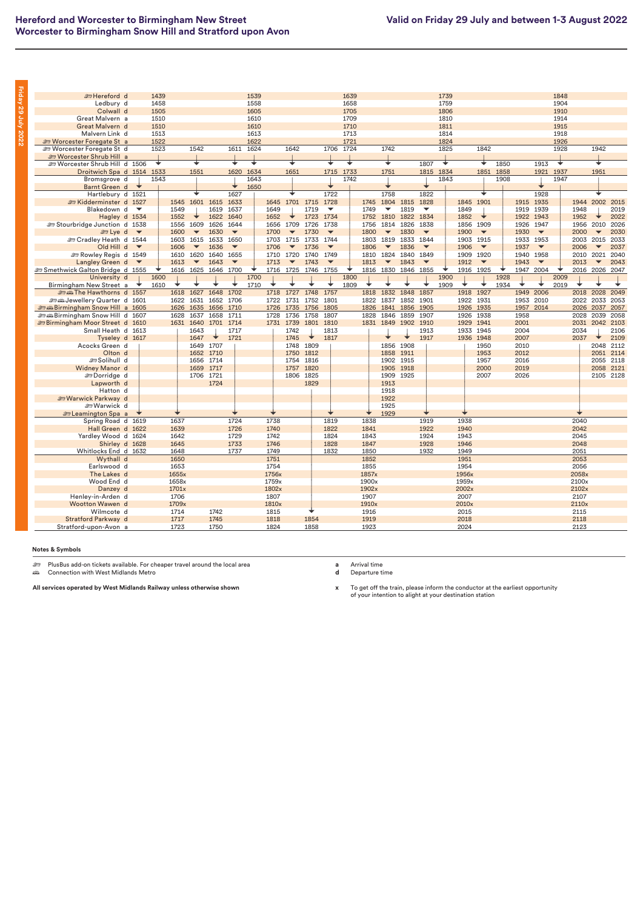# Hereford and Worcester to Birmingham New Street
# Worcester to Birmingham Snow Hill and Stratford upon Avon

**Valid on Friday 29 July and between 1-3 August 2022**

**Friday 29 July 2022**

| Station | | | | | | | | | | | | | | | | | | | | | | | | | | |
|---|---|---|---|---|---|---|---|---|---|---|---|---|---|---|---|---|---|---|---|---|---|---|---|---|---|---|
| Hereford d | | 1439 | | | | | 1539 | | | | | 1639 | | | | | 1739 | | | | | | 1848 | | | |
| Ledbury d | | 1458 | | | | | 1558 | | | | | 1658 | | | | | 1759 | | | | | | 1904 | | | |
| Colwall d | | 1505 | | | | | 1605 | | | | | 1705 | | | | | 1806 | | | | | | 1910 | | | |
| Great Malvern a | | 1510 | | | | | 1610 | | | | | 1709 | | | | | 1810 | | | | | | 1914 | | | |
| Great Malvern d | | 1510 | | | | | 1610 | | | | | 1710 | | | | | 1811 | | | | | | 1915 | | | |
| Malvern Link d | | 1513 | | | | | 1613 | | | | | 1713 | | | | | 1814 | | | | | | 1918 | | | |
| Worcester Foregate St a | | 1522 | | | | | 1622 | | | | | 1721 | | | | | 1824 | | | | | | 1926 | | | |
| Worcester Foregate St d | | 1523 | | 1542 | | 1611 | 1624 | | 1642 | | 1706 | 1724 | | 1742 | | | 1825 | | 1842 | | | | 1928 | | 1942 | |
| Worcester Shrub Hill a | | | | | | | | | | | | | | | | | | | | | | | | | | |
| Worcester Shrub Hill d | 1506 | ↓ | | ↓ | | ↓ | ↓ | | ↓ | | ↓ | ↓ | | ↓ | | 1807 | ↓ | | ↓ | 1850 | | 1913 | ↓ | | ↓ | |
| Droitwich Spa d | 1514 | 1533 | | 1551 | | 1620 | 1634 | | 1651 | | 1715 | 1733 | | 1751 | | 1815 | 1834 | | 1851 | 1858 | | 1921 | 1937 | | 1951 | |
| Bromsgrove d | | 1543 | | | | | 1643 | | | | | 1742 | | | | | 1843 | | | 1908 | | | 1947 | | | |
| Barnt Green d | ↓ | | | | | | 1650 | | | | | | | | | | | | | | | | | | | |
| Hartlebury d | 1521 | | | ↓ | | 1627 | | | ↓ | | 1722 | | | 1758 | | 1822 | | | ↓ | | | 1928 | | | ↓ | |
| Kidderminster d | 1527 | | 1545 | 1601 | 1615 | 1633 | | 1645 | 1701 | 1715 | 1728 | | 1745 | 1804 | 1815 | 1828 | | 1845 | 1901 | | 1915 | 1935 | | 1944 | 2002 | 2015 |
| Blakedown d | ▼ | | 1549 | \| | 1619 | 1637 | | 1649 | \| | 1719 | ▼ | | 1749 | ▼ | 1819 | ▼ | | 1849 | \| | | 1919 | 1939 | | 1948 | | 2019 |
| Hagley d | 1534 | | 1552 | ▼ | 1622 | 1640 | | 1652 | ▼ | 1723 | 1734 | | 1752 | 1810 | 1822 | 1834 | | 1852 | ▼ | | 1922 | 1943 | | 1952 | ▼ | 2022 |
| Stourbridge Junction d | 1538 | | 1556 | 1609 | 1626 | 1644 | | 1656 | 1709 | 1726 | 1738 | | 1756 | 1814 | 1826 | 1838 | | 1856 | 1909 | | 1926 | 1947 | | 1956 | 2010 | 2026 |
| Lye d | ▼ | | 1600 | ▼ | 1630 | ▼ | | 1700 | ▼ | 1730 | ▼ | | 1800 | ▼ | 1830 | ▼ | | 1900 | ▼ | | 1930 | ▼ | | 2000 | ▼ | 2030 |
| Cradley Heath d | 1544 | | 1603 | 1615 | 1633 | 1650 | | 1703 | 1715 | 1733 | 1744 | | 1803 | 1819 | 1833 | 1844 | | 1903 | 1915 | | 1933 | 1953 | | 2003 | 2015 | 2033 |
| Old Hill d | ▼ | | 1606 | ▼ | 1636 | ▼ | | 1706 | ▼ | 1736 | ▼ | | 1806 | ▼ | 1836 | ▼ | | 1906 | ▼ | | 1937 | ▼ | | 2006 | ▼ | 2037 |
| Rowley Regis d | 1549 | | 1610 | 1620 | 1640 | 1655 | | 1710 | 1720 | 1740 | 1749 | | 1810 | 1824 | 1840 | 1849 | | 1909 | 1920 | | 1940 | 1958 | | 2010 | 2021 | 2040 |
| Langley Green d | ▼ | | 1613 | ▼ | 1643 | ▼ | | 1713 | ▼ | 1743 | ▼ | | 1813 | ▼ | 1843 | ▼ | | 1912 | ▼ | | 1943 | ▼ | | 2013 | ▼ | 2043 |
| Smethwick Galton Bridge d | 1555 | ↓ | 1616 | 1625 | 1646 | 1700 | ↓ | 1716 | 1725 | 1746 | 1755 | ↓ | 1816 | 1830 | 1846 | 1855 | ↓ | 1916 | 1925 | ↓ | 1947 | 2004 | ↓ | 2016 | 2026 | 2047 |
| University d | | 1600 | | | | | 1700 | | | | | 1800 | | | | | 1900 | | | 1928 | | | 2009 | | | |
| Birmingham New Street a | ↓ | 1610 | ↓ | ↓ | ↓ | ↓ | 1710 | ↓ | ↓ | ↓ | ↓ | 1809 | ↓ | ↓ | ↓ | ↓ | 1909 | ↓ | ↓ | 1934 | ↓ | ↓ | 2019 | ↓ | ↓ | ↓ |
| The Hawthorns d | 1557 | | 1618 | 1627 | 1648 | 1702 | | 1718 | 1727 | 1748 | 1757 | | 1818 | 1832 | 1848 | 1857 | | 1918 | 1927 | | 1949 | 2006 | | 2018 | 2028 | 2049 |
| Jewellery Quarter d | 1601 | | 1622 | 1631 | 1652 | 1706 | | 1722 | 1731 | 1752 | 1801 | | 1822 | 1837 | 1852 | 1901 | | 1922 | 1931 | | 1953 | 2010 | | 2022 | 2033 | 2053 |
| Birmingham Snow Hill a | 1605 | | 1626 | 1635 | 1656 | 1710 | | 1726 | 1735 | 1756 | 1805 | | 1826 | 1841 | 1856 | 1905 | | 1926 | 1935 | | 1957 | 2014 | | 2026 | 2037 | 2057 |
| Birmingham Snow Hill d | 1607 | | 1628 | 1637 | 1658 | 1711 | | 1728 | 1736 | 1758 | 1807 | | 1828 | 1846 | 1859 | 1907 | | 1926 | 1938 | | 1958 | | | 2028 | 2039 | 2058 |
| Birmingham Moor Street d | 1610 | | 1631 | 1640 | 1701 | 1714 | | 1731 | 1739 | 1801 | 1810 | | 1831 | 1849 | 1902 | 1910 | | 1929 | 1941 | | 2001 | | | 2031 | 2042 | 2103 |
| Small Heath d | 1613 | | | 1643 | \| | 1717 | | | 1742 | \| | 1813 | | | \| | \| | 1913 | | 1933 | 1945 | | 2004 | | | 2034 | \| | 2106 |
| Tyseley d | 1617 | | | 1647 | ▼ | 1721 | | | 1745 | ▼ | 1817 | | | ▼ | ▼ | 1917 | | 1936 | 1948 | | 2007 | | | 2037 | ▼ | 2109 |
| Acocks Green d | | | | 1649 | 1707 | | | | 1748 | 1809 | | | | 1856 | 1908 | | | | 1950 | | 2010 | | | | 2048 | 2112 |
| Olton d | | | | 1652 | 1710 | | | | 1750 | 1812 | | | | 1858 | 1911 | | | | 1953 | | 2012 | | | | 2051 | 2114 |
| Solihull d | | | | 1656 | 1714 | | | | 1754 | 1816 | | | | 1902 | 1915 | | | | 1957 | | 2016 | | | | 2055 | 2118 |
| Widney Manor d | | | | 1659 | 1717 | | | | 1757 | 1820 | | | | 1905 | 1918 | | | | 2000 | | 2019 | | | | 2058 | 2121 |
| Dorridge d | | | | 1706 | 1721 | | | | 1806 | 1825 | | | | 1909 | 1925 | | | | 2007 | | 2026 | | | | 2105 | 2128 |
| Lapworth d | | | | | 1724 | | | | | 1829 | | | | 1913 | | | | | | | | | | | | |
| Hatton d | | | | | | | | | | | | | | 1918 | | | | | | | | | | | | |
| Warwick Parkway d | | | | | | | | | | | | | | 1922 | | | | | | | | | | | | |
| Warwick d | | | | | | | | | | | | | | 1925 | | | | | | | | | | | | |
| Leamington Spa a | ↓ | | ↓ | | | ↓ | | ↓ | | | ↓ | | ↓ | 1929 | | ↓ | | ↓ | | | | | | ↓ | | |
| Spring Road d | 1619 | | 1637 | | | 1724 | | 1738 | | | 1819 | | 1838 | | | 1919 | | 1938 | | | | | | 2040 | | |
| Hall Green d | 1622 | | 1639 | | | 1726 | | 1740 | | | 1822 | | 1841 | | | 1922 | | 1940 | | | | | | 2042 | | |
| Yardley Wood d | 1624 | | 1642 | | | 1729 | | 1742 | | | 1824 | | 1843 | | | 1924 | | 1943 | | | | | | 2045 | | |
| Shirley d | 1628 | | 1645 | | | 1733 | | 1746 | | | 1828 | | 1847 | | | 1928 | | 1946 | | | | | | 2048 | | |
| Whitlocks End d | 1632 | | 1648 | | | 1737 | | 1749 | | | 1832 | | 1850 | | | 1932 | | 1949 | | | | | | 2051 | | |
| Wythall d | | | 1650 | | | | | 1751 | | | | | 1852 | | | | | 1951 | | | | | | 2053 | | |
| Earlswood d | | | 1653 | | | | | 1754 | | | | | 1855 | | | | | 1954 | | | | | | 2056 | | |
| The Lakes d | | | 1655x | | | | | 1756x | | | | | 1857x | | | | | 1956x | | | | | | 2058x | | |
| Wood End d | | | 1658x | | | | | 1759x | | | | | 1900x | | | | | 1959x | | | | | | 2100x | | |
| Danzey d | | | 1701x | | | | | 1802x | | | | | 1902x | | | | | 2002x | | | | | | 2102x | | |
| Henley-in-Arden d | | | 1706 | | | | | 1807 | | | | | 1907 | | | | | 2007 | | | | | | 2107 | | |
| Wootton Wawen d | | | 1709x | | | | | 1810x | | | | | 1910x | | | | | 2010x | | | | | | 2110x | | |
| Wilmcote d | | | 1714 | | 1742 | | | 1815 | | ↓ | | | 1916 | | | | | 2015 | | | | | | 2115 | | |
| Stratford Parkway d | | | 1717 | | 1745 | | | 1818 | | 1854 | | | 1919 | | | | | 2018 | | | | | | 2118 | | |
| Stratford-upon-Avon a | | | 1723 | | 1750 | | | 1824 | | 1858 | | | 1923 | | | | | 2024 | | | | | | 2123 | | |

**Notes & Symbols**

- PlusBus add-on tickets available. For cheaper travel around the local area
- Connection with West Midlands Metro

**All services operated by West Midlands Railway unless otherwise shown**

- **a** Arrival time
- **d** Departure time
- **x** To get off the train, please inform the conductor at the earliest opportunity of your intention to alight at your destination station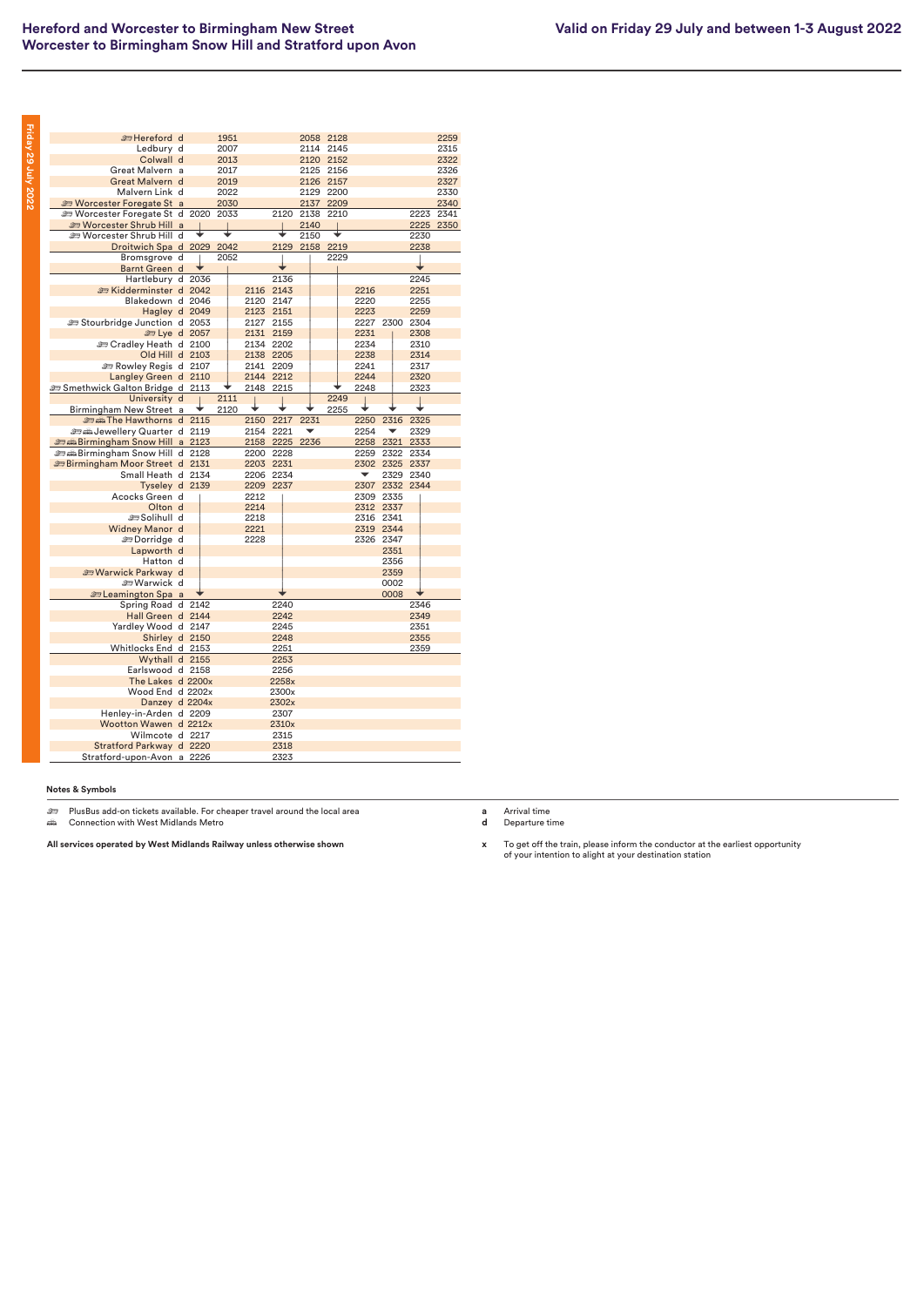# Hereford and Worcester to Birmingham New Street
# Worcester to Birmingham Snow Hill and Stratford upon Avon

**Valid on Friday 29 July and between 1-3 August 2022**

**Friday 29 July 2022**

| Station | | | | | | | | | | | |
|---|---|---|---|---|---|---|---|---|---|---|---|
| Hereford | d | | 1951 | | | 2058 | 2128 | | | | 2259 |
| Ledbury | d | | 2007 | | | 2114 | 2145 | | | | 2315 |
| Colwall | d | | 2013 | | | 2120 | 2152 | | | | 2322 |
| Great Malvern | a | | 2017 | | | 2125 | 2156 | | | | 2326 |
| Great Malvern | d | | 2019 | | | 2126 | 2157 | | | | 2327 |
| Malvern Link | d | | 2022 | | | 2129 | 2200 | | | | 2330 |
| Worcester Foregate St | a | | 2030 | | | 2137 | 2209 | | | | 2340 |
| Worcester Foregate St | d | 2020 | 2033 | | 2120 | 2138 | 2210 | | | 2223 | 2341 |
| Worcester Shrub Hill | a | | | | | 2140 | | | | 2225 | 2350 |
| Worcester Shrub Hill | d | ↓ | ↓ | | ↓ | 2150 | ↓ | | | 2230 | |
| Droitwich Spa | d | 2029 | 2042 | | 2129 | 2158 | 2219 | | | 2238 | |
| Bromsgrove | d | | 2052 | | | | 2229 | | | | |
| Barnt Green | d | ↓ | | | ↓ | | | | | ↓ | |
| Hartlebury | d | 2036 | | | 2136 | | | | | 2245 | |
| Kidderminster | d | 2042 | | 2116 | 2143 | | | 2216 | | 2251 | |
| Blakedown | d | 2046 | | 2120 | 2147 | | | 2220 | | 2255 | |
| Hagley | d | 2049 | | 2123 | 2151 | | | 2223 | | 2259 | |
| Stourbridge Junction | d | 2053 | | 2127 | 2155 | | | 2227 | 2300 | 2304 | |
| Lye | d | 2057 | | 2131 | 2159 | | | 2231 | | 2308 | |
| Cradley Heath | d | 2100 | | 2134 | 2202 | | | 2234 | | 2310 | |
| Old Hill | d | 2103 | | 2138 | 2205 | | | 2238 | | 2314 | |
| Rowley Regis | d | 2107 | | 2141 | 2209 | | | 2241 | | 2317 | |
| Langley Green | d | 2110 | | 2144 | 2212 | | | 2244 | | 2320 | |
| Smethwick Galton Bridge | d | 2113 | ↓ | 2148 | 2215 | | ↓ | 2248 | | 2323 | |
| University | d | | 2111 | | | | 2249 | | | | |
| Birmingham New Street | a | ↓ | 2120 | ↓ | ↓ | ↓ | 2255 | ↓ | ↓ | ↓ | |
| The Hawthorns | d | 2115 | | 2150 | 2217 | 2231 | | 2250 | 2316 | 2325 | |
| Jewellery Quarter | d | 2119 | | 2154 | 2221 | ↓ | | 2254 | ↓ | 2329 | |
| Birmingham Snow Hill | a | 2123 | | 2158 | 2225 | 2236 | | 2258 | 2321 | 2333 | |
| Birmingham Snow Hill | d | 2128 | | 2200 | 2228 | | | 2259 | 2322 | 2334 | |
| Birmingham Moor Street | d | 2131 | | 2203 | 2231 | | | 2302 | 2325 | 2337 | |
| Small Heath | d | 2134 | | 2206 | 2234 | | | ↓ | 2329 | 2340 | |
| Tyseley | d | 2139 | | 2209 | 2237 | | | 2307 | 2332 | 2344 | |
| Acocks Green | d | | | 2212 | | | | 2309 | 2335 | | |
| Olton | d | | | 2214 | | | | 2312 | 2337 | | |
| Solihull | d | | | 2218 | | | | 2316 | 2341 | | |
| Widney Manor | d | | | 2221 | | | | 2319 | 2344 | | |
| Dorridge | d | | | 2228 | | | | 2326 | 2347 | | |
| Lapworth | d | | | | | | | | 2351 | | |
| Hatton | d | | | | | | | | 2356 | | |
| Warwick Parkway | d | | | | | | | | 2359 | | |
| Warwick | d | | | | | | | | 0002 | | |
| Leamington Spa | a | ↓ | | | ↓ | | | | 0008 | ↓ | |
| Spring Road | d | 2142 | | | 2240 | | | | | 2346 | |
| Hall Green | d | 2144 | | | 2242 | | | | | 2349 | |
| Yardley Wood | d | 2147 | | | 2245 | | | | | 2351 | |
| Shirley | d | 2150 | | | 2248 | | | | | 2355 | |
| Whitlocks End | d | 2153 | | | 2251 | | | | | 2359 | |
| Wythall | d | 2155 | | | 2253 | | | | | | |
| Earlswood | d | 2158 | | | 2256 | | | | | | |
| The Lakes | d | 2200x | | | 2258x | | | | | | |
| Wood End | d | 2202x | | | 2300x | | | | | | |
| Danzey | d | 2204x | | | 2302x | | | | | | |
| Henley-in-Arden | d | 2209 | | | 2307 | | | | | | |
| Wootton Wawen | d | 2212x | | | 2310x | | | | | | |
| Wilmcote | d | 2217 | | | 2315 | | | | | | |
| Stratford Parkway | d | 2220 | | | 2318 | | | | | | |
| Stratford-upon-Avon | a | 2226 | | | 2323 | | | | | | |

**Notes & Symbols**

- PlusBus add-on tickets available. For cheaper travel around the local area
- Connection with West Midlands Metro

**All services operated by West Midlands Railway unless otherwise shown**

- **a** Arrival time
- **d** Departure time
- **x** To get off the train, please inform the conductor at the earliest opportunity of your intention to alight at your destination station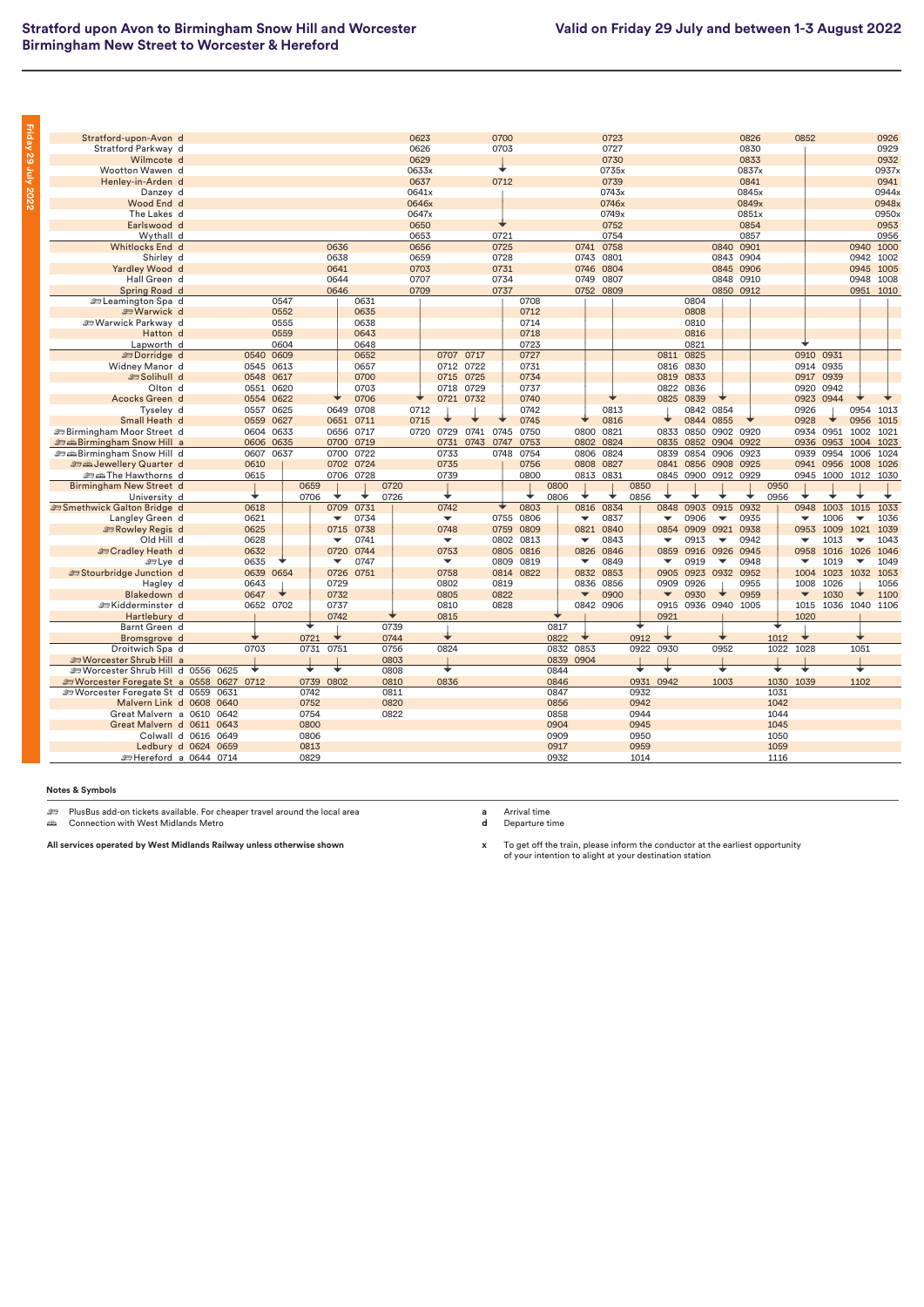# Stratford upon Avon to Birmingham Snow Hill and Worcester
# Birmingham New Street to Worcester & Hereford

**Valid on Friday 29 July and between 1-3 August 2022**

Friday 29 July 2022

| Station | | | | | | | | | | | | | | | | | | | | | | | | | | |
|---|---|---|---|---|---|---|---|---|---|---|---|---|---|---|---|---|---|---|---|---|---|---|---|---|---|---|
| Stratford-upon-Avon d | | | | | | | | | 0623 | | | 0700 | | | | 0723 | | | | | 0826 | | 0852 | | | 0926 |
| Stratford Parkway d | | | | | | | | | 0626 | | | 0703 | | | | 0727 | | | | | 0830 | | | | | 0929 |
| Wilmcote d | | | | | | | | | 0629 | | | | | | | 0730 | | | | | 0833 | | | | | 0932 |
| Wootton Wawen d | | | | | | | | | 0633x | | | ↓ | | | | 0735x | | | | | 0837x | | | | | 0937x |
| Henley-in-Arden d | | | | | | | | | 0637 | | | 0712 | | | | 0739 | | | | | 0841 | | | | | 0941 |
| Danzey d | | | | | | | | | 0641x | | | | | | | 0743x | | | | | 0845x | | | | | 0944x |
| Wood End d | | | | | | | | | 0646x | | | | | | | 0746x | | | | | 0849x | | | | | 0948x |
| The Lakes d | | | | | | | | | 0647x | | | | | | | 0749x | | | | | 0851x | | | | | 0950x |
| Earlswood d | | | | | | | | | 0650 | | | ↓ | | | | 0752 | | | | | 0854 | | | | | 0953 |
| Wythall d | | | | | | | | | 0653 | | | 0721 | | | | 0754 | | | | | 0857 | | | | | 0956 |
| Whitlocks End d | | | | | | 0636 | | | 0656 | | | 0725 | | | 0741 | 0758 | | | | 0840 | 0901 | | | | 0940 | 1000 |
| Shirley d | | | | | | 0638 | | | 0659 | | | 0728 | | | 0743 | 0801 | | | | 0843 | 0904 | | | | 0942 | 1002 |
| Yardley Wood d | | | | | | 0641 | | | 0703 | | | 0731 | | | 0746 | 0804 | | | | 0845 | 0906 | | | | 0945 | 1005 |
| Hall Green d | | | | | | 0644 | | | 0707 | | | 0734 | | | 0749 | 0807 | | | | 0848 | 0910 | | | | 0948 | 1008 |
| Spring Road d | | | | | | 0646 | | | 0709 | | | 0737 | | | 0752 | 0809 | | | | 0850 | 0912 | | | | 0951 | 1010 |
| Leamington Spa d | | | | 0547 | | | 0631 | | | | | | 0708 | | | | | | 0804 | | | | | | | |
| Warwick d | | | | 0552 | | | 0635 | | | | | | 0712 | | | | | | 0808 | | | | | | | |
| Warwick Parkway d | | | | 0555 | | | 0638 | | | | | | 0714 | | | | | | 0810 | | | | | | | |
| Hatton d | | | | 0559 | | | 0643 | | | | | | 0718 | | | | | | 0816 | | | | | | | |
| Lapworth d | | | | 0604 | | | 0648 | | | | | | 0723 | | | | | | 0821 | | | | ↓ | | | |
| Dorridge d | | | 0540 | 0609 | | | 0652 | | | 0707 | 0717 | | 0727 | | | | | 0811 | 0825 | | | | 0910 | 0931 | | |
| Widney Manor d | | | 0545 | 0613 | | | 0657 | | | 0712 | 0722 | | 0731 | | | | | 0816 | 0830 | | | | 0914 | 0935 | | |
| Solihull d | | | 0548 | 0617 | | | 0700 | | | 0715 | 0725 | | 0734 | | | | | 0819 | 0833 | | | | 0917 | 0939 | | |
| Olton d | | | 0551 | 0620 | | | 0703 | | | 0718 | 0729 | | 0737 | | | | | 0822 | 0836 | | | | 0920 | 0942 | | |
| Acocks Green d | | | 0554 | 0622 | | ↓ | 0706 | | ↓ | 0721 | 0732 | | 0740 | | | ↓ | | 0825 | 0839 | ↓ | | | 0923 | 0944 | ↓ | ↓ |
| Tyseley d | | | 0557 | 0625 | | 0649 | 0708 | | 0712 | | | | 0742 | | | 0813 | | | 0842 | 0854 | | | 0926 | | 0954 | 1013 |
| Small Heath d | | | 0559 | 0627 | | 0651 | 0711 | | 0715 | ↓ | ↓ | ↓ | 0745 | | ↓ | 0816 | | ↓ | 0844 | 0855 | ↓ | | 0928 | ↓ | 0956 | 1015 |
| Birmingham Moor Street d | | | 0604 | 0633 | | 0656 | 0717 | | 0720 | 0729 | 0741 | 0745 | 0750 | | 0800 | 0821 | | 0833 | 0850 | 0902 | 0920 | | 0934 | 0951 | 1002 | 1021 |
| Birmingham Snow Hill a | | | 0606 | 0635 | | 0700 | 0719 | | | 0731 | 0743 | 0747 | 0753 | | 0802 | 0824 | | 0835 | 0852 | 0904 | 0922 | | 0936 | 0953 | 1004 | 1023 |
| Birmingham Snow Hill d | | | 0607 | 0637 | | 0700 | 0722 | | | 0733 | | 0748 | 0754 | | 0806 | 0824 | | 0839 | 0854 | 0906 | 0923 | | 0939 | 0954 | 1006 | 1024 |
| Jewellery Quarter d | | | 0610 | | | 0702 | 0724 | | | 0735 | | | 0756 | | 0808 | 0827 | | 0841 | 0856 | 0908 | 0925 | | 0941 | 0956 | 1008 | 1026 |
| The Hawthorns d | | | 0615 | | | 0706 | 0728 | | | 0739 | | | 0800 | | 0813 | 0831 | | 0845 | 0900 | 0912 | 0929 | | 0945 | 1000 | 1012 | 1030 |
| Birmingham New Street d | | | | | 0659 | | | 0720 | | | | | | 0800 | | | 0850 | | | | | 0950 | | | | |
| University d | | | ↓ | | 0706 | ↓ | ↓ | 0726 | | ↓ | | | ↓ | 0806 | ↓ | ↓ | 0856 | ↓ | ↓ | ↓ | ↓ | 0956 | ↓ | ↓ | ↓ | ↓ |
| Smethwick Galton Bridge d | | | 0618 | | | 0709 | 0731 | | | 0742 | | ↓ | 0803 | | 0816 | 0834 | | 0848 | 0903 | 0915 | 0932 | | 0948 | 1003 | 1015 | 1033 |
| Langley Green d | | | 0621 | | | ↓ | 0734 | | | ↓ | | 0755 | 0806 | | ↓ | 0837 | | ↓ | 0906 | ↓ | 0935 | | ↓ | 1006 | ↓ | 1036 |
| Rowley Regis d | | | 0625 | | | 0715 | 0738 | | | 0748 | | 0759 | 0809 | | 0821 | 0840 | | 0854 | 0909 | 0921 | 0938 | | 0953 | 1009 | 1021 | 1039 |
| Old Hill d | | | 0628 | | | ↓ | 0741 | | | ↓ | | 0802 | 0813 | | ↓ | 0843 | | ↓ | 0913 | ↓ | 0942 | | ↓ | 1013 | ↓ | 1043 |
| Cradley Heath d | | | 0632 | | | 0720 | 0744 | | | 0753 | | 0805 | 0816 | | 0826 | 0846 | | 0859 | 0916 | 0926 | 0945 | | 0958 | 1016 | 1026 | 1046 |
| Lye d | | | 0635 | ↓ | | ↓ | 0747 | | | ↓ | | 0809 | 0819 | | ↓ | 0849 | | ↓ | 0919 | ↓ | 0948 | | ↓ | 1019 | ↓ | 1049 |
| Stourbridge Junction d | | | 0639 | 0654 | | 0726 | 0751 | | | 0758 | | 0814 | 0822 | | 0832 | 0853 | | 0905 | 0923 | 0932 | 0952 | | 1004 | 1023 | 1032 | 1053 |
| Hagley d | | | 0643 | | | 0729 | | | | 0802 | | 0819 | | | 0836 | 0856 | | 0909 | 0926 | | 0955 | | 1008 | 1026 | | 1056 |
| Blakedown d | | | 0647 | ↓ | | 0732 | | | | 0805 | | 0822 | | | ↓ | 0900 | | ↓ | 0930 | ↓ | 0959 | | ↓ | 1030 | ↓ | 1100 |
| Kidderminster d | | | 0652 | 0702 | | 0737 | | ↓ | | 0810 | | 0828 | | | 0842 | 0906 | | 0915 | 0936 | 0940 | 1005 | | 1015 | 1036 | 1040 | 1106 |
| Hartlebury d | | | | | | 0742 | | | | 0815 | | | | ↓ | | | | 0921 | | | | | 1020 | | | |
| Barnt Green d | | | ↓ | | ↓ | ↓ | | 0739 | | | | | | 0817 | | | ↓ | | | | | ↓ | | | | |
| Bromsgrove d | | | ↓ | | 0721 | ↓ | | 0744 | | ↓ | | | | 0822 | ↓ | | 0912 | ↓ | | ↓ | | 1012 | ↓ | | ↓ | |
| Droitwich Spa d | | | 0703 | | 0731 | 0751 | | 0756 | | 0824 | | | | 0832 | 0853 | | 0922 | 0930 | | 0952 | | 1022 | 1028 | | 1051 | |
| Worcester Shrub Hill a | | | | | | | | 0803 | | | | | | 0839 | 0904 | | | | | | | | | | | |
| Worcester Shrub Hill d | 0556 | 0625 | ↓ | | ↓ | ↓ | | 0808 | | ↓ | | | | 0844 | | | ↓ | ↓ | | ↓ | | ↓ | ↓ | | ↓ | |
| Worcester Foregate St a | 0558 | 0627 | 0712 | | 0739 | 0802 | | 0810 | | 0836 | | | | 0846 | | | 0931 | 0942 | | 1003 | | 1030 | 1039 | | 1102 | |
| Worcester Foregate St d | 0559 | 0631 | | | 0742 | | | 0811 | | | | | | 0847 | | | 0932 | | | | | 1031 | | | | |
| Malvern Link d | 0608 | 0640 | | | 0752 | | | 0820 | | | | | | 0856 | | | 0942 | | | | | 1042 | | | | |
| Great Malvern a | 0610 | 0642 | | | 0754 | | | 0822 | | | | | | 0858 | | | 0944 | | | | | 1044 | | | | |
| Great Malvern d | 0611 | 0643 | | | 0800 | | | | | | | | | 0904 | | | 0945 | | | | | 1045 | | | | |
| Colwall d | 0616 | 0649 | | | 0806 | | | | | | | | | 0909 | | | 0950 | | | | | 1050 | | | | |
| Ledbury d | 0624 | 0659 | | | 0813 | | | | | | | | | 0917 | | | 0959 | | | | | 1059 | | | | |
| Hereford a | 0644 | 0714 | | | 0829 | | | | | | | | | 0932 | | | 1014 | | | | | 1116 | | | | |

**Notes & Symbols**

PlusBus add-on tickets available. For cheaper travel around the local area

Connection with West Midlands Metro

**All services operated by West Midlands Railway unless otherwise shown**

**a** Arrival time

**d** Departure time

**x** To get off the train, please inform the conductor at the earliest opportunity of your intention to alight at your destination station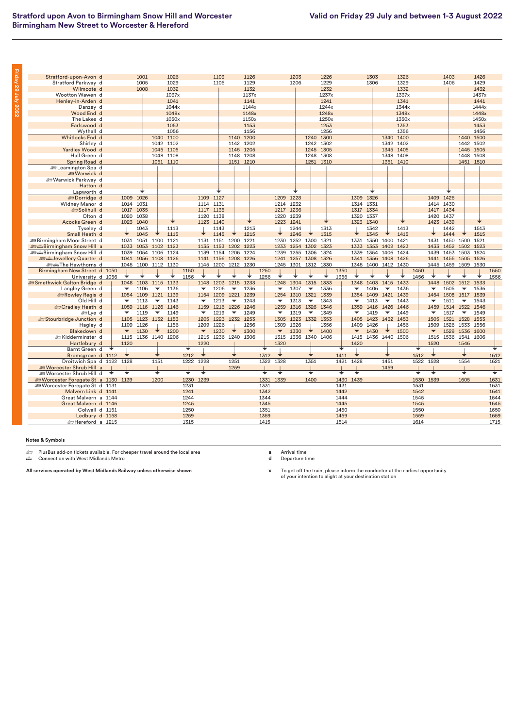# Stratford upon Avon to Birmingham Snow Hill and Worcester
# Birmingham New Street to Worcester & Hereford

**Valid on Friday 29 July and between 1-3 August 2022**

| Station | | | | | | | | | | | | | | | | | | | | | | | | | | |
|---|---|---|---|---|---|---|---|---|---|---|---|---|---|---|---|---|---|---|---|---|---|---|---|---|---|---|
| Stratford-upon-Avon d | | | 1001 | | 1026 | | | 1103 | | 1126 | | | 1203 | | 1226 | | | 1303 | | 1326 | | | 1403 | | 1426 | |
| Stratford Parkway d | | | 1005 | | 1029 | | | 1106 | | 1129 | | | 1206 | | 1229 | | | 1306 | | 1329 | | | 1406 | | 1429 | |
| Wilmcote d | | | 1008 | | 1032 | | | | | 1132 | | | | | 1232 | | | | | 1332 | | | | | 1432 | |
| Wootton Wawen d | | | | | 1037x | | | | | 1137x | | | | | 1237x | | | | | 1337x | | | | | 1437x | |
| Henley-in-Arden d | | | | | 1041 | | | | | 1141 | | | | | 1241 | | | | | 1341 | | | | | 1441 | |
| Danzey d | | | | | 1044x | | | | | 1144x | | | | | 1244x | | | | | 1344x | | | | | 1444x | |
| Wood End d | | | | | 1048x | | | | | 1148x | | | | | 1248x | | | | | 1348x | | | | | 1448x | |
| The Lakes d | | | | | 1050x | | | | | 1150x | | | | | 1250x | | | | | 1350x | | | | | 1450x | |
| Earlswood d | | | | | 1053 | | | | | 1153 | | | | | 1253 | | | | | 1353 | | | | | 1453 | |
| Wythall d | | | | | 1056 | | | | | 1156 | | | | | 1256 | | | | | 1356 | | | | | 1456 | |
| Whitlocks End d | | | | 1040 | 1100 | | | | 1140 | 1200 | | | | 1240 | 1300 | | | | 1340 | 1400 | | | | 1440 | 1500 | |
| Shirley d | | | | 1042 | 1102 | | | | 1142 | 1202 | | | | 1242 | 1302 | | | | 1342 | 1402 | | | | 1442 | 1502 | |
| Yardley Wood d | | | | 1045 | 1105 | | | | 1145 | 1205 | | | | 1245 | 1305 | | | | 1345 | 1405 | | | | 1445 | 1505 | |
| Hall Green d | | | | 1048 | 1108 | | | | 1148 | 1208 | | | | 1248 | 1308 | | | | 1348 | 1408 | | | | 1448 | 1508 | |
| Spring Road d | | | | 1051 | 1110 | | | | 1151 | 1210 | | | | 1251 | 1310 | | | | 1351 | 1410 | | | | 1451 | 1510 | |
| Leamington Spa d | | | | | | | | | | | | | | | | | | | | | | | | | | |
| Warwick d | | | | | | | | | | | | | | | | | | | | | | | | | | |
| Warwick Parkway d | | | | | | | | | | | | | | | | | | | | | | | | | | |
| Hatton d | | | | | | | | | | | | | | | | | | | | | | | | | | |
| Lapworth d | | | ↓ | | | | | ↓ | | | | | ↓ | | | | | ↓ | | | | | ↓ | | | |
| Dorridge d | | 1009 | 1026 | | | | 1109 | 1127 | | | | 1209 | 1228 | | | | 1309 | 1326 | | | | 1409 | 1426 | | | |
| Widney Manor d | | 1014 | 1031 | | | | 1114 | 1131 | | | | 1214 | 1232 | | | | 1314 | 1331 | | | | 1414 | 1430 | | | |
| Solihull d | | 1017 | 1035 | | | | 1117 | 1135 | | | | 1217 | 1236 | | | | 1317 | 1334 | | | | 1417 | 1434 | | | |
| Olton d | | 1020 | 1038 | | | | 1120 | 1138 | | | | 1220 | 1239 | | | | 1320 | 1337 | | | | 1420 | 1437 | | | |
| Acocks Green d | | 1023 | 1040 | | ↓ | | 1123 | 1140 | | ↓ | | 1223 | 1241 | | ↓ | | 1323 | 1340 | | ↓ | | 1423 | 1439 | | ↓ | |
| Tyseley d | | | 1043 | | 1113 | | | 1143 | | 1213 | | | 1244 | | 1313 | | | 1342 | | 1413 | | | 1442 | | 1513 | |
| Small Heath d | | ↓ | 1045 | ↓ | 1115 | | ↓ | 1145 | ↓ | 1215 | | ↓ | 1246 | ↓ | 1315 | | ↓ | 1345 | ↓ | 1415 | | ↓ | 1444 | ↓ | 1515 | |
| Birmingham Moor Street d | | 1031 | 1051 | 1100 | 1121 | | 1131 | 1151 | 1200 | 1221 | | 1230 | 1252 | 1300 | 1321 | | 1331 | 1350 | 1400 | 1421 | | 1431 | 1450 | 1500 | 1521 | |
| Birmingham Snow Hill a | | 1033 | 1053 | 1102 | 1123 | | 1135 | 1153 | 1202 | 1223 | | 1233 | 1254 | 1302 | 1323 | | 1333 | 1353 | 1402 | 1423 | | 1433 | 1452 | 1502 | 1523 | |
| Birmingham Snow Hill d | | 1039 | 1054 | 1106 | 1124 | | 1139 | 1154 | 1206 | 1224 | | 1239 | 1255 | 1306 | 1324 | | 1339 | 1354 | 1406 | 1424 | | 1439 | 1453 | 1503 | 1524 | |
| Jewellery Quarter d | | 1041 | 1056 | 1108 | 1126 | | 1141 | 1156 | 1208 | 1226 | | 1241 | 1257 | 1308 | 1326 | | 1341 | 1356 | 1408 | 1426 | | 1441 | 1455 | 1505 | 1526 | |
| The Hawthorns d | | 1045 | 1100 | 1112 | 1130 | | 1145 | 1200 | 1212 | 1230 | | 1245 | 1301 | 1312 | 1330 | | 1345 | 1400 | 1412 | 1430 | | 1445 | 1459 | 1509 | 1530 | |
| Birmingham New Street d | 1050 | | | | | 1150 | | | | | 1250 | | | | | 1350 | | | | | 1450 | | | | | 1550 |
| University d | 1056 | | | | | 1156 | | | | | 1256 | | | | | 1356 | | | | | 1456 | | | | | 1556 |
| Smethwick Galton Bridge d | | 1048 | 1103 | 1115 | 1133 | | 1148 | 1203 | 1215 | 1233 | | 1248 | 1304 | 1315 | 1333 | | 1348 | 1403 | 1415 | 1433 | | 1448 | 1502 | 1512 | 1533 | |
| Langley Green d | | ↓ | 1106 | ↓ | 1136 | | ↓ | 1206 | ↓ | 1236 | | ↓ | 1307 | ↓ | 1336 | | ↓ | 1406 | ↓ | 1436 | | ↓ | 1505 | ↓ | 1536 | |
| Rowley Regis d | | 1054 | 1109 | 1121 | 1139 | | 1154 | 1209 | 1221 | 1239 | | 1254 | 1310 | 1321 | 1339 | | 1354 | 1409 | 1421 | 1439 | | 1454 | 1508 | 1517 | 1539 | |
| Old Hill d | | ↓ | 1113 | ↓ | 1143 | | ↓ | 1213 | ↓ | 1243 | | ↓ | 1313 | ↓ | 1343 | | ↓ | 1413 | ↓ | 1443 | | ↓ | 1511 | ↓ | 1543 | |
| Cradley Heath d | | 1059 | 1116 | 1126 | 1146 | | 1159 | 1216 | 1226 | 1246 | | 1259 | 1316 | 1326 | 1346 | | 1359 | 1416 | 1426 | 1446 | | 1459 | 1514 | 1522 | 1546 | |
| Lye d | | ↓ | 1119 | ↓ | 1149 | | ↓ | 1219 | ↓ | 1249 | | ↓ | 1319 | ↓ | 1349 | | ↓ | 1419 | ↓ | 1449 | | ↓ | 1517 | ↓ | 1549 | |
| Stourbridge Junction d | | 1105 | 1123 | 1132 | 1153 | | 1205 | 1223 | 1232 | 1253 | | 1305 | 1323 | 1332 | 1353 | | 1405 | 1423 | 1432 | 1453 | | 1505 | 1521 | 1528 | 1553 | |
| Hagley d | | 1109 | 1126 | | 1156 | | 1209 | 1226 | | 1256 | | 1309 | 1326 | | 1356 | | 1409 | 1426 | | 1456 | | 1509 | 1526 | 1533 | 1556 | |
| Blakedown d | | ↓ | 1130 | ↓ | 1200 | | ↓ | 1230 | ↓ | 1300 | | ↓ | 1330 | ↓ | 1400 | | ↓ | 1430 | ↓ | 1500 | | ↓ | 1529 | 1536 | 1600 | |
| Kidderminster d | | 1115 | 1136 | 1140 | 1206 | | 1215 | 1236 | 1240 | 1306 | | 1315 | 1336 | 1340 | 1406 | | 1415 | 1436 | 1440 | 1506 | | 1515 | 1536 | 1541 | 1606 | |
| Hartlebury d | | 1120 | | | | | 1220 | | | | | 1320 | | | | | 1420 | | | | | 1520 | | 1546 | | |
| Barnt Green d | ↓ | | | | | ↓ | | | | | ↓ | | | | | ↓ | | | | | ↓ | | | | | ↓ |
| Bromsgrove d | 1112 | | | | | 1212 | | | | | 1312 | | | | | 1411 | | | | | 1512 | | | | | 1612 |
| Droitwich Spa d | 1122 | 1128 | | 1151 | | 1222 | 1228 | | 1251 | | 1322 | 1328 | | 1351 | | 1421 | 1428 | | 1451 | | 1522 | 1528 | | 1554 | | 1621 |
| Worcester Shrub Hill a | | | | | | | | | 1259 | | | | | | | | | | 1459 | | | | | | | |
| Worcester Shrub Hill d | ↓ | ↓ | | ↓ | | ↓ | ↓ | | | | ↓ | ↓ | | ↓ | | ↓ | ↓ | | | | ↓ | ↓ | | ↓ | | ↓ |
| Worcester Foregate St a | 1130 | 1139 | | 1200 | | 1230 | 1239 | | | | 1331 | 1339 | | 1400 | | 1430 | 1439 | | | | 1530 | 1539 | | 1605 | | 1631 |
| Worcester Foregate St d | 1131 | | | | | 1231 | | | | | 1331 | | | | | 1431 | | | | | 1531 | | | | | 1631 |
| Malvern Link d | 1141 | | | | | 1241 | | | | | 1342 | | | | | 1442 | | | | | 1542 | | | | | 1641 |
| Great Malvern a | 1144 | | | | | 1244 | | | | | 1344 | | | | | 1444 | | | | | 1545 | | | | | 1644 |
| Great Malvern d | 1146 | | | | | 1245 | | | | | 1345 | | | | | 1445 | | | | | 1545 | | | | | 1645 |
| Colwall d | 1151 | | | | | 1250 | | | | | 1351 | | | | | 1450 | | | | | 1550 | | | | | 1650 |
| Ledbury d | 1158 | | | | | 1259 | | | | | 1359 | | | | | 1459 | | | | | 1559 | | | | | 1659 |
| Hereford a | 1215 | | | | | 1315 | | | | | 1415 | | | | | 1514 | | | | | 1614 | | | | | 1715 |

**Notes & Symbols**

- PlusBus add-on tickets available. For cheaper travel around the local area
- Connection with West Midlands Metro

**a** Arrival time
**d** Departure time

**x** To get off the train, please inform the conductor at the earliest opportunity of your intention to alight at your destination station

**All services operated by West Midlands Railway unless otherwise shown**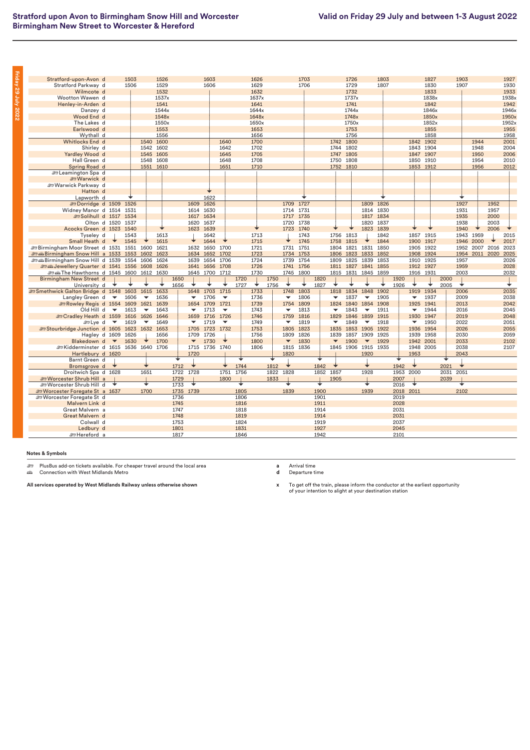| Station | | | | | | | | | | | | | | | | | | | | | | | | | | |
|---|---|---|---|---|---|---|---|---|---|---|---|---|---|---|---|---|---|---|---|---|---|---|---|---|---|---|
| Stratford-upon-Avon d | | 1503 | | 1526 | | | 1603 | | | 1626 | | | 1703 | | | 1726 | | 1803 | | | 1827 | | 1903 | | | 1927 |
| Stratford Parkway d | | 1506 | | 1529 | | | 1606 | | | 1629 | | | 1706 | | | 1729 | | 1807 | | | 1830 | | 1907 | | | 1930 |
| Wilmcote d | | | | 1532 | | | | | | 1632 | | | | | | 1732 | | | | | 1833 | | | | | 1933 |
| Wootton Wawen d | | | | 1537x | | | | | | 1637x | | | | | | 1737x | | | | | 1838x | | | | | 1938x |
| Henley-in-Arden d | | | | 1541 | | | | | | 1641 | | | | | | 1741 | | | | | 1842 | | | | | 1942 |
| Danzey d | | | | 1544x | | | | | | 1644x | | | | | | 1744x | | | | | 1846x | | | | | 1946x |
| Wood End d | | | | 1548x | | | | | | 1648x | | | | | | 1748x | | | | | 1850x | | | | | 1950x |
| The Lakes d | | | | 1550x | | | | | | 1650x | | | | | | 1750x | | | | | 1852x | | | | | 1952x |
| Earlswood d | | | | 1553 | | | | | | 1653 | | | | | | 1753 | | | | | 1855 | | | | | 1955 |
| Wythall d | | | | 1556 | | | | | | 1656 | | | | | | 1756 | | | | | 1858 | | | | | 1958 |
| Whitlocks End d | | | 1540 | 1600 | | | | 1640 | | 1700 | | | | | 1742 | 1800 | | | | 1842 | 1902 | | | 1944 | | 2001 |
| Shirley d | | | 1542 | 1602 | | | | 1642 | | 1702 | | | | | 1744 | 1802 | | | | 1843 | 1904 | | | 1948 | | 2004 |
| Yardley Wood d | | | 1545 | 1605 | | | | 1645 | | 1705 | | | | | 1747 | 1805 | | | | 1847 | 1907 | | | 1950 | | 2006 |
| Hall Green d | | | 1548 | 1608 | | | | 1648 | | 1708 | | | | | 1750 | 1808 | | | | 1850 | 1910 | | | 1954 | | 2010 |
| Spring Road d | | | 1551 | 1610 | | | | 1651 | | 1710 | | | | | 1752 | 1810 | | | | 1853 | 1912 | | | 1956 | | 2012 |
| 🚌 Leamington Spa d | | | | | | | | | | | | | | | | | | | | | | | | | | |
| 🚌 Warwick d | | | | | | | | | | | | | | | | | | | | | | | | | | |
| 🚌 Warwick Parkway d | | | | | | | | | | | | | | | | | | | | | | | | | | |
| Hatton d | | | | | | | | | | | | | | | | | | | | | | | | | | |
| Lapworth d | | | | | | | 1622 | | | | | | | | | | | | | | | | | | | |
| 🚌 Dorridge d | 1509 | 1526 | | | | 1609 | 1626 | | | | | 1709 | 1727 | | | | 1809 | 1826 | | | | | 1927 | | 1952 | |
| Widney Manor d | 1514 | 1531 | | | | 1614 | 1630 | | | | | 1714 | 1731 | | | | 1814 | 1830 | | | | | 1931 | | 1957 | |
| 🚌 Solihull d | 1517 | 1534 | | | | 1617 | 1634 | | | | | 1717 | 1735 | | | | 1817 | 1834 | | | | | 1935 | | 2000 | |
| Olton d | 1520 | 1537 | | | | 1620 | 1637 | | | | | 1720 | 1738 | | | | 1820 | 1837 | | | | | 1938 | | 2003 | |
| Acocks Green d | 1523 | 1540 | | | | 1623 | 1639 | | | | | 1723 | 1740 | | | | 1823 | 1839 | | | | | 1940 | | 2006 | |
| Tyseley d | | 1543 | | 1613 | | | 1642 | | | 1713 | | | 1743 | | 1756 | 1813 | | 1842 | | 1857 | 1915 | | 1943 | 1959 | | 2015 |
| Small Heath d | | 1545 | | 1615 | | | 1644 | | | 1715 | | | 1745 | | 1758 | 1815 | | 1844 | | 1900 | 1917 | | 1946 | 2000 | | 2017 |
| 🚌 Birmingham Moor Street d | 1531 | 1551 | 1600 | 1621 | | 1632 | 1650 | 1700 | | 1721 | | 1731 | 1751 | | 1804 | 1821 | 1831 | 1850 | | 1905 | 1922 | | 1952 | 2007 | 2016 | 2023 |
| 🚌 🚋 Birmingham Snow Hill a | 1533 | 1553 | 1602 | 1623 | | 1634 | 1652 | 1702 | | 1723 | | 1734 | 1753 | | 1806 | 1823 | 1833 | 1852 | | 1908 | 1924 | | 1954 | 2011 | 2020 | 2025 |
| 🚌 🚋 Birmingham Snow Hill d | 1539 | 1554 | 1606 | 1624 | | 1639 | 1654 | 1706 | | 1724 | | 1739 | 1754 | | 1809 | 1825 | 1839 | 1853 | | 1910 | 1925 | | 1957 | | | 2026 |
| 🚌 🚋 Jewellery Quarter d | 1541 | 1556 | 1608 | 1626 | | 1641 | 1656 | 1708 | | 1726 | | 1741 | 1756 | | 1811 | 1827 | 1841 | 1855 | | 1912 | 1927 | | 1959 | | | 2028 |
| 🚌 🚋 The Hawthorns d | 1545 | 1600 | 1612 | 1630 | | 1645 | 1700 | 1712 | | 1730 | | 1745 | 1800 | | 1815 | 1831 | 1845 | 1859 | | 1916 | 1931 | | 2003 | | | 2032 |
| Birmingham New Street d | | | | | 1650 | | | | 1720 | | 1750 | | | 1820 | | | | | 1920 | | | 2000 | | | | |
| University d | | | | | 1656 | | | | 1727 | | 1756 | | | 1827 | | | | | 1926 | | | 2005 | | | | |
| 🚌 Smethwick Galton Bridge d | 1548 | 1603 | 1615 | 1633 | | 1648 | 1703 | 1715 | | 1733 | | 1748 | 1803 | | 1818 | 1834 | 1848 | 1902 | | 1919 | 1934 | | 2006 | | | 2035 |
| Langley Green d | | 1606 | | 1636 | | | 1706 | | | 1736 | | | 1806 | | | 1837 | | 1905 | | | 1937 | | 2009 | | | 2038 |
| 🚌 Rowley Regis d | 1554 | 1609 | 1621 | 1639 | | 1654 | 1709 | 1721 | | 1739 | | 1754 | 1809 | | 1824 | 1840 | 1854 | 1908 | | 1925 | 1941 | | 2013 | | | 2042 |
| Old Hill d | | 1613 | | 1643 | | | 1713 | | | 1743 | | | 1813 | | | 1843 | | 1911 | | | 1944 | | 2016 | | | 2045 |
| 🚌 Cradley Heath d | 1559 | 1616 | 1626 | 1646 | | 1659 | 1716 | 1726 | | 1746 | | 1759 | 1816 | | 1829 | 1846 | 1859 | 1915 | | 1930 | 1947 | | 2019 | | | 2048 |
| 🚌 Lye d | | 1619 | | 1649 | | | 1719 | | | 1749 | | | 1819 | | | 1849 | | 1918 | | | 1950 | | 2022 | | | 2051 |
| 🚌 Stourbridge Junction d | 1605 | 1623 | 1632 | 1653 | | 1705 | 1723 | 1732 | | 1753 | | 1805 | 1823 | | 1835 | 1853 | 1905 | 1922 | | 1936 | 1954 | | 2026 | | | 2055 |
| Hagley d | 1609 | 1626 | | 1656 | | 1709 | 1726 | | | 1756 | | 1809 | 1826 | | 1839 | 1857 | 1909 | 1925 | | 1939 | 1958 | | 2030 | | | 2059 |
| Blakedown d | | 1630 | | 1700 | | | 1730 | | | 1800 | | | 1830 | | | 1900 | | 1929 | | 1942 | 2001 | | 2033 | | | 2102 |
| 🚌 Kidderminster d | 1615 | 1636 | 1640 | 1706 | | 1715 | 1736 | 1740 | | 1806 | | 1815 | 1836 | | 1845 | 1906 | 1915 | 1935 | | 1948 | 2005 | | 2038 | | | 2107 |
| Hartlebury d | 1620 | | | | | 1720 | | | | | | 1820 | | | | | 1920 | | | 1953 | | | 2043 | | | |
| Barnt Green d | | | | | | | | | | | | | | | | | | | | | | | | | | |
| Bromsgrove d | | | | | 1712 | | | | 1744 | | 1812 | | | 1842 | | | | | 1942 | | | 2021 | | | | |
| Droitwich Spa d | 1628 | | 1651 | | 1722 | 1728 | | 1751 | 1756 | | 1822 | 1828 | | 1852 | 1857 | | 1928 | | 1953 | 2000 | | 2031 | 2051 | | | |
| 🚌 Worcester Shrub Hill a | | | | | 1729 | | | 1800 | | | 1833 | | | | 1905 | | | | 2007 | | | 2039 | | | | |
| 🚌 Worcester Shrub Hill d | | | | | 1733 | | | | | | | | | | | | | | 2016 | | | | | | | |
| 🚌 Worcester Foregate St a | 1637 | | 1700 | | 1735 | 1739 | | | 1805 | | | 1839 | | 1900 | | | 1939 | | 2018 | 2011 | | | 2102 | | | |
| 🚌 Worcester Foregate St d | | | | | 1736 | | | | 1806 | | | | | 1901 | | | | | 2019 | | | | | | | |
| Malvern Link d | | | | | 1745 | | | | 1816 | | | | | 1911 | | | | | 2028 | | | | | | | |
| Great Malvern a | | | | | 1747 | | | | 1818 | | | | | 1914 | | | | | 2031 | | | | | | | |
| Great Malvern d | | | | | 1748 | | | | 1819 | | | | | 1914 | | | | | 2031 | | | | | | | |
| Colwall d | | | | | 1753 | | | | 1824 | | | | | 1919 | | | | | 2037 | | | | | | | |
| Ledbury d | | | | | 1801 | | | | 1831 | | | | | 1927 | | | | | 2045 | | | | | | | |
| 🚌 Hereford a | | | | | 1817 | | | | 1846 | | | | | 1942 | | | | | 2101 | | | | | | | |

**Notes & Symbols**

- 🚌 PlusBus add-on tickets available. For cheaper travel around the local area
- 🚋 Connection with West Midlands Metro
- **a** Arrival time
- **d** Departure time
- **x** To get off the train, please inform the conductor at the earliest opportunity of your intention to alight at your destination station

**All services operated by West Midlands Railway unless otherwise shown**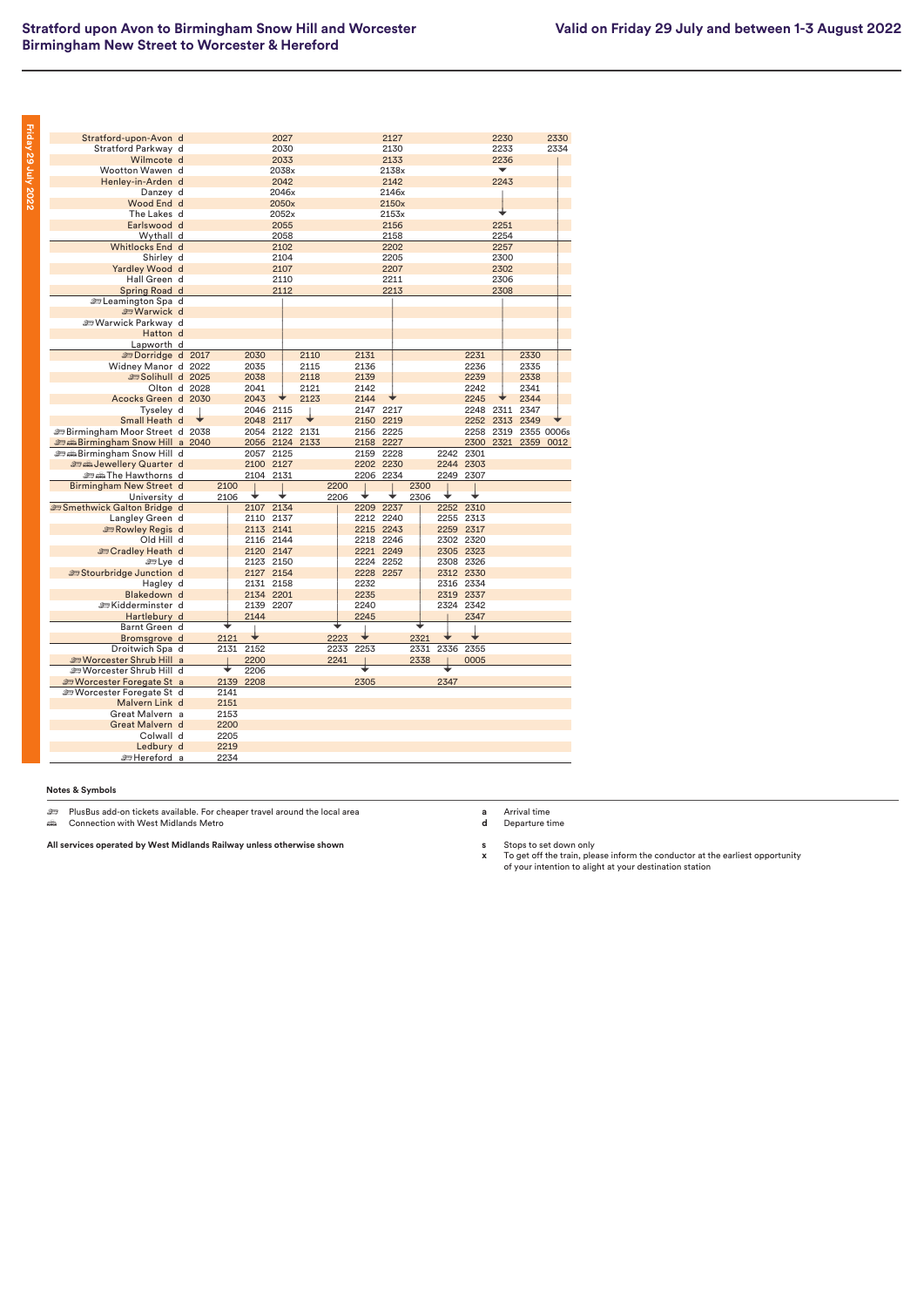# Stratford upon Avon to Birmingham Snow Hill and Worcester
# Birmingham New Street to Worcester & Hereford

**Valid on Friday 29 July and between 1-3 August 2022**

Friday 29 July 2022

| Station | | | | | | | | | | | | | | | |
|---|---|---|---|---|---|---|---|---|---|---|---|---|---|---|---|
| Stratford-upon-Avon | d | | | | 2027 | | | | 2127 | | | | 2230 | | 2330 |
| Stratford Parkway | d | | | | 2030 | | | | 2130 | | | | 2233 | | 2334 |
| Wilmcote | d | | | | 2033 | | | | 2133 | | | | 2236 | | \| |
| Wootton Wawen | d | | | | 2038x | | | | 2138x | | | | ▼ | | \| |
| Henley-in-Arden | d | | | | 2042 | | | | 2142 | | | | 2243 | | \| |
| Danzey | d | | | | 2046x | | | | 2146x | | | | \| | | \| |
| Wood End | d | | | | 2050x | | | | 2150x | | | | \| | | \| |
| The Lakes | d | | | | 2052x | | | | 2153x | | | | ▼ | | \| |
| Earlswood | d | | | | 2055 | | | | 2156 | | | | 2251 | | \| |
| Wythall | d | | | | 2058 | | | | 2158 | | | | 2254 | | \| |
| Whitlocks End | d | | | | 2102 | | | | 2202 | | | | 2257 | | \| |
| Shirley | d | | | | 2104 | | | | 2205 | | | | 2300 | | \| |
| Yardley Wood | d | | | | 2107 | | | | 2207 | | | | 2302 | | \| |
| Hall Green | d | | | | 2110 | | | | 2211 | | | | 2306 | | \| |
| Spring Road | d | | | | 2112 | | | | 2213 | | | | 2308 | | \| |
| Leamington Spa | d | | | | \| | | | | \| | | | | \| | | \| |
| Warwick | d | | | | \| | | | | \| | | | | \| | | \| |
| Warwick Parkway | d | | | | \| | | | | \| | | | | \| | | \| |
| Hatton | d | | | | \| | | | | \| | | | | \| | | \| |
| Lapworth | d | | | | \| | | | | \| | | | | \| | | \| |
| Dorridge | d | 2017 | | 2030 | \| | 2110 | | 2131 | \| | | | 2231 | \| | 2330 | \| |
| Widney Manor | d | 2022 | | 2035 | \| | 2115 | | 2136 | \| | | | 2236 | \| | 2335 | \| |
| Solihull | d | 2025 | | 2038 | \| | 2118 | | 2139 | \| | | | 2239 | \| | 2338 | \| |
| Olton | d | 2028 | | 2041 | \| | 2121 | | 2142 | \| | | | 2242 | \| | 2341 | \| |
| Acocks Green | d | 2030 | | 2043 | ▼ | 2123 | | 2144 | ▼ | | | 2245 | ▼ | 2344 | \| |
| Tyseley | d | ↓ | | 2046 | 2115 | \| | | 2147 | 2217 | | | 2248 | 2311 | 2347 | \| |
| Small Heath | d | ▼ | | 2048 | 2117 | ▼ | | 2150 | 2219 | | | 2252 | 2313 | 2349 | ▼ |
| Birmingham Moor Street | d | 2038 | | 2054 | 2122 | 2131 | | 2156 | 2225 | | | 2258 | 2319 | 2355 | 0006s |
| Birmingham Snow Hill | a | 2040 | | 2056 | 2124 | 2133 | | 2158 | 2227 | | | 2300 | 2321 | 2359 | 0012 |
| Birmingham Snow Hill | d | | | 2057 | 2125 | | | 2159 | 2228 | | 2242 | 2301 | | | |
| Jewellery Quarter | d | | | 2100 | 2127 | | | 2202 | 2230 | | 2244 | 2303 | | | |
| The Hawthorns | d | | | 2104 | 2131 | | | 2206 | 2234 | | 2249 | 2307 | | | |
| Birmingham New Street | d | | 2100 | \| | \| | | 2200 | \| | \| | 2300 | \| | \| | | | |
| University | d | | 2106 | ▼ | ▼ | | 2206 | ▼ | ▼ | 2306 | ▼ | ▼ | | | |
| Smethwick Galton Bridge | d | | \| | 2107 | 2134 | | \| | 2209 | 2237 | \| | 2252 | 2310 | | | |
| Langley Green | d | | \| | 2110 | 2137 | | \| | 2212 | 2240 | \| | 2255 | 2313 | | | |
| Rowley Regis | d | | \| | 2113 | 2141 | | \| | 2215 | 2243 | \| | 2259 | 2317 | | | |
| Old Hill | d | | \| | 2116 | 2144 | | \| | 2218 | 2246 | \| | 2302 | 2320 | | | |
| Cradley Heath | d | | \| | 2120 | 2147 | | \| | 2221 | 2249 | \| | 2305 | 2323 | | | |
| Lye | d | | \| | 2123 | 2150 | | \| | 2224 | 2252 | \| | 2308 | 2326 | | | |
| Stourbridge Junction | d | | \| | 2127 | 2154 | | \| | 2228 | 2257 | \| | 2312 | 2330 | | | |
| Hagley | d | | \| | 2131 | 2158 | | \| | 2232 | | \| | 2316 | 2334 | | | |
| Blakedown | d | | \| | 2134 | 2201 | | \| | 2235 | | \| | 2319 | 2337 | | | |
| Kidderminster | d | | \| | 2139 | 2207 | | \| | 2240 | | \| | 2324 | 2342 | | | |
| Hartlebury | d | | \| | 2144 | | | \| | 2245 | | \| | \| | 2347 | | | |
| Barnt Green | d | | ▼ | ↓ | | | ▼ | ↓ | | ▼ | ↓ | ↓ | | | |
| Bromsgrove | d | | 2121 | ▼ | | | 2223 | ▼ | | 2321 | ▼ | ▼ | | | |
| Droitwich Spa | d | | 2131 | 2152 | | | 2233 | 2253 | | 2331 | 2336 | 2355 | | | |
| Worcester Shrub Hill | a | | \| | 2200 | | | 2241 | \| | | 2338 | \| | 0005 | | | |
| Worcester Shrub Hill | d | | ▼ | 2206 | | | | ▼ | | | ▼ | | | | |
| Worcester Foregate St | a | | 2139 | 2208 | | | | 2305 | | | 2347 | | | | |
| Worcester Foregate St | d | | 2141 | | | | | | | | | | | | |
| Malvern Link | d | | 2151 | | | | | | | | | | | | |
| Great Malvern | a | | 2153 | | | | | | | | | | | | |
| Great Malvern | d | | 2200 | | | | | | | | | | | | |
| Colwall | d | | 2205 | | | | | | | | | | | | |
| Ledbury | d | | 2219 | | | | | | | | | | | | |
| Hereford | a | | 2234 | | | | | | | | | | | | |

**Notes & Symbols**

- PlusBus add-on tickets available. For cheaper travel around the local area
- Connection with West Midlands Metro

**All services operated by West Midlands Railway unless otherwise shown**

- **a** Arrival time
- **d** Departure time
- **s** Stops to set down only
- **x** To get off the train, please inform the conductor at the earliest opportunity of your intention to alight at your destination station